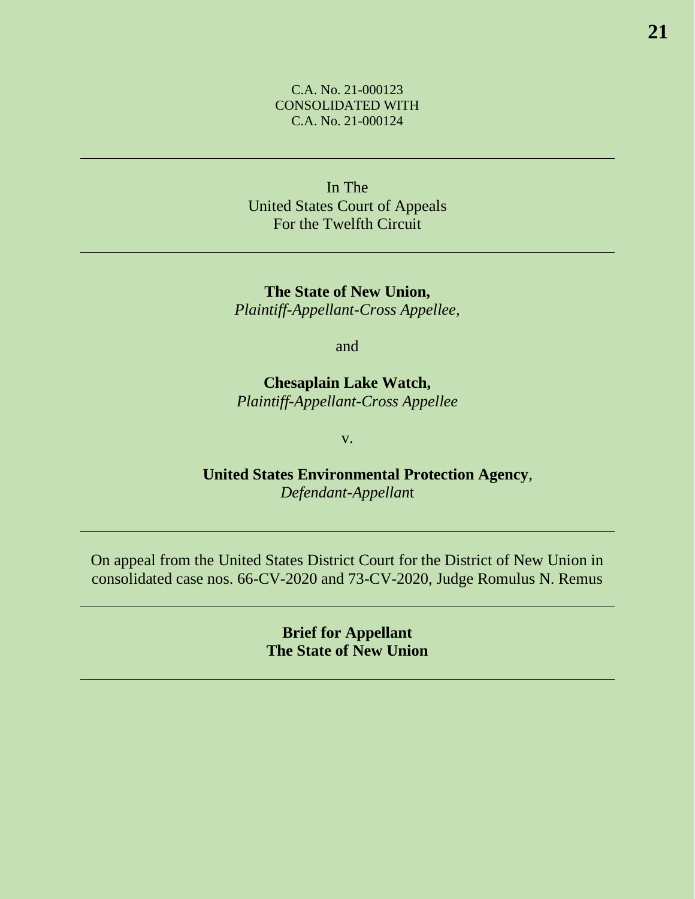C.A. No. 21-000123
CONSOLIDATED WITH
C.A. No. 21-000124

---

In The
United States Court of Appeals
For the Twelfth Circuit

---

**The State of New Union,**
*Plaintiff-Appellant-Cross Appellee,*

and

**Chesaplain Lake Watch,**
*Plaintiff-Appellant-Cross Appellee*

v.

**United States Environmental Protection Agency**,
*Defendant-Appellant*

---

On appeal from the United States District Court for the District of New Union in consolidated case nos. 66-CV-2020 and 73-CV-2020, Judge Romulus N. Remus

---

**Brief for Appellant**
**The State of New Union**

---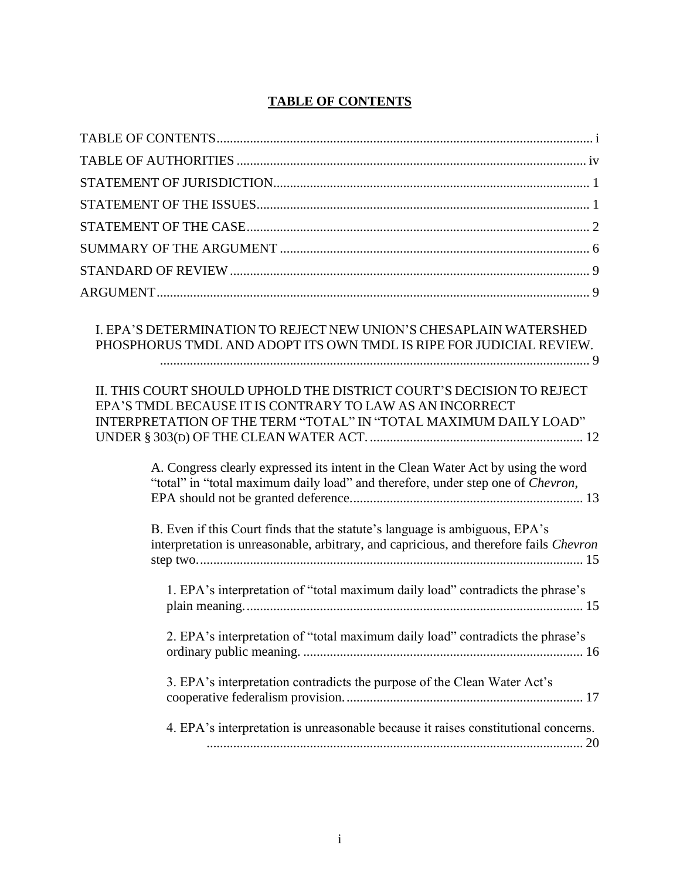# **TABLE OF CONTENTS**

TABLE OF CONTENTS ................................................................................................ i

TABLE OF AUTHORITIES ........................................................................................ iv

STATEMENT OF JURISDICTION.............................................................................. 1

STATEMENT OF THE ISSUES.................................................................................. 1

STATEMENT OF THE CASE..................................................................................... 2

SUMMARY OF THE ARGUMENT ............................................................................ 6

STANDARD OF REVIEW .......................................................................................... 9

ARGUMENT................................................................................................................ 9

I. EPA'S DETERMINATION TO REJECT NEW UNION'S CHESAPLAIN WATERSHED PHOSPHORUS TMDL AND ADOPT ITS OWN TMDL IS RIPE FOR JUDICIAL REVIEW. ................................................................................................................ 9

II. THIS COURT SHOULD UPHOLD THE DISTRICT COURT'S DECISION TO REJECT EPA'S TMDL BECAUSE IT IS CONTRARY TO LAW AS AN INCORRECT INTERPRETATION OF THE TERM "TOTAL" IN "TOTAL MAXIMUM DAILY LOAD" UNDER § 303(D) OF THE CLEAN WATER ACT. ............................................................... 12

A. Congress clearly expressed its intent in the Clean Water Act by using the word "total" in "total maximum daily load" and therefore, under step one of *Chevron*, EPA should not be granted deference..................................................................... 13

B. Even if this Court finds that the statute's language is ambiguous, EPA's interpretation is unreasonable, arbitrary, and capricious, and therefore fails *Chevron* step two.................................................................................................................. 15

1. EPA's interpretation of "total maximum daily load" contradicts the phrase's plain meaning.................................................................................................... 15

2. EPA's interpretation of "total maximum daily load" contradicts the phrase's ordinary public meaning. .................................................................................. 16

3. EPA's interpretation contradicts the purpose of the Clean Water Act's cooperative federalism provision....................................................................... 17

4. EPA's interpretation is unreasonable because it raises constitutional concerns. ................................................................................................................ 20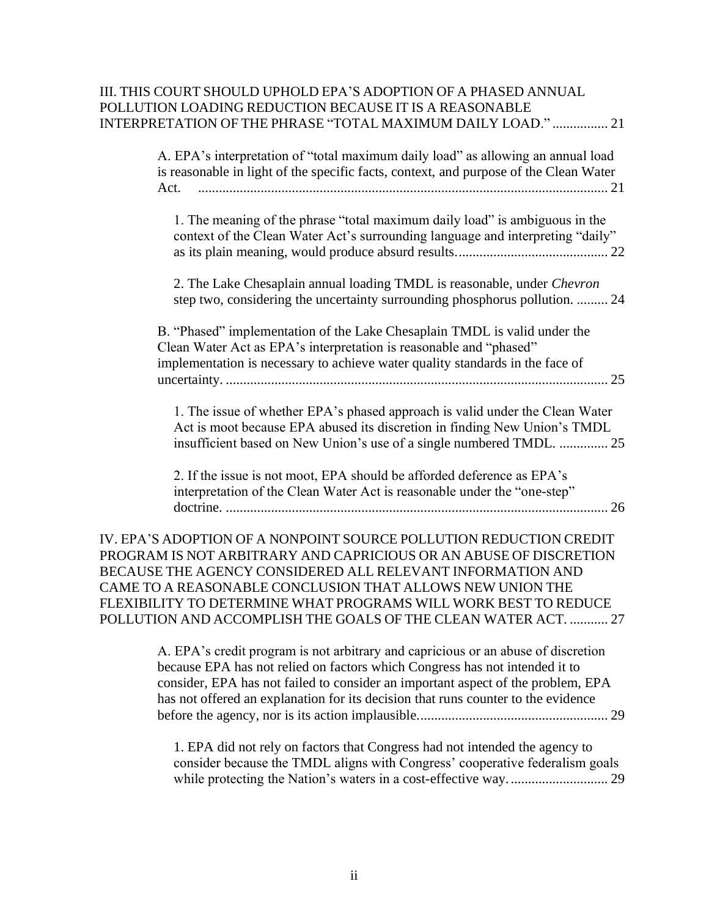III. THIS COURT SHOULD UPHOLD EPA'S ADOPTION OF A PHASED ANNUAL POLLUTION LOADING REDUCTION BECAUSE IT IS A REASONABLE INTERPRETATION OF THE PHRASE "TOTAL MAXIMUM DAILY LOAD." ................ 21

A. EPA's interpretation of "total maximum daily load" as allowing an annual load is reasonable in light of the specific facts, context, and purpose of the Clean Water Act. ...................................................................................................................... 21

1. The meaning of the phrase "total maximum daily load" is ambiguous in the context of the Clean Water Act's surrounding language and interpreting "daily" as its plain meaning, would produce absurd results........................................... 22

2. The Lake Chesaplain annual loading TMDL is reasonable, under *Chevron* step two, considering the uncertainty surrounding phosphorus pollution. ......... 24

B. "Phased" implementation of the Lake Chesaplain TMDL is valid under the Clean Water Act as EPA's interpretation is reasonable and "phased" implementation is necessary to achieve water quality standards in the face of uncertainty. .............................................................................................................. 25

1. The issue of whether EPA's phased approach is valid under the Clean Water Act is moot because EPA abused its discretion in finding New Union's TMDL insufficient based on New Union's use of a single numbered TMDL. .............. 25

2. If the issue is not moot, EPA should be afforded deference as EPA's interpretation of the Clean Water Act is reasonable under the "one-step" doctrine. .............................................................................................................. 26

IV. EPA'S ADOPTION OF A NONPOINT SOURCE POLLUTION REDUCTION CREDIT PROGRAM IS NOT ARBITRARY AND CAPRICIOUS OR AN ABUSE OF DISCRETION BECAUSE THE AGENCY CONSIDERED ALL RELEVANT INFORMATION AND CAME TO A REASONABLE CONCLUSION THAT ALLOWS NEW UNION THE FLEXIBILITY TO DETERMINE WHAT PROGRAMS WILL WORK BEST TO REDUCE POLLUTION AND ACCOMPLISH THE GOALS OF THE CLEAN WATER ACT. ........... 27

A. EPA's credit program is not arbitrary and capricious or an abuse of discretion because EPA has not relied on factors which Congress has not intended it to consider, EPA has not failed to consider an important aspect of the problem, EPA has not offered an explanation for its decision that runs counter to the evidence before the agency, nor is its action implausible....................................................... 29

1. EPA did not rely on factors that Congress had not intended the agency to consider because the TMDL aligns with Congress' cooperative federalism goals while protecting the Nation's waters in a cost-effective way............................ 29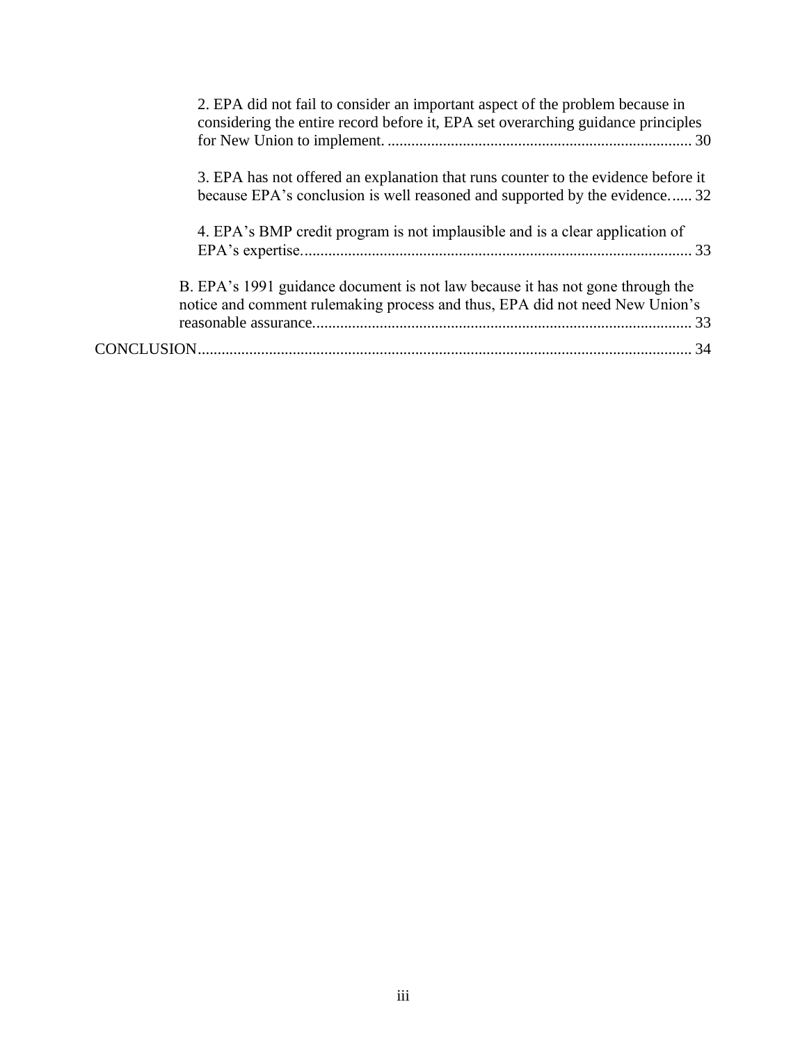2. EPA did not fail to consider an important aspect of the problem because in considering the entire record before it, EPA set overarching guidance principles for New Union to implement. ............................................................................ 30

3. EPA has not offered an explanation that runs counter to the evidence before it because EPA's conclusion is well reasoned and supported by the evidence...... 32

4. EPA's BMP credit program is not implausible and is a clear application of EPA's expertise. ................................................................................................ 33

B. EPA's 1991 guidance document is not law because it has not gone through the notice and comment rulemaking process and thus, EPA did not need New Union's reasonable assurance. .............................................................................................. 33

CONCLUSION ........................................................................................................... 34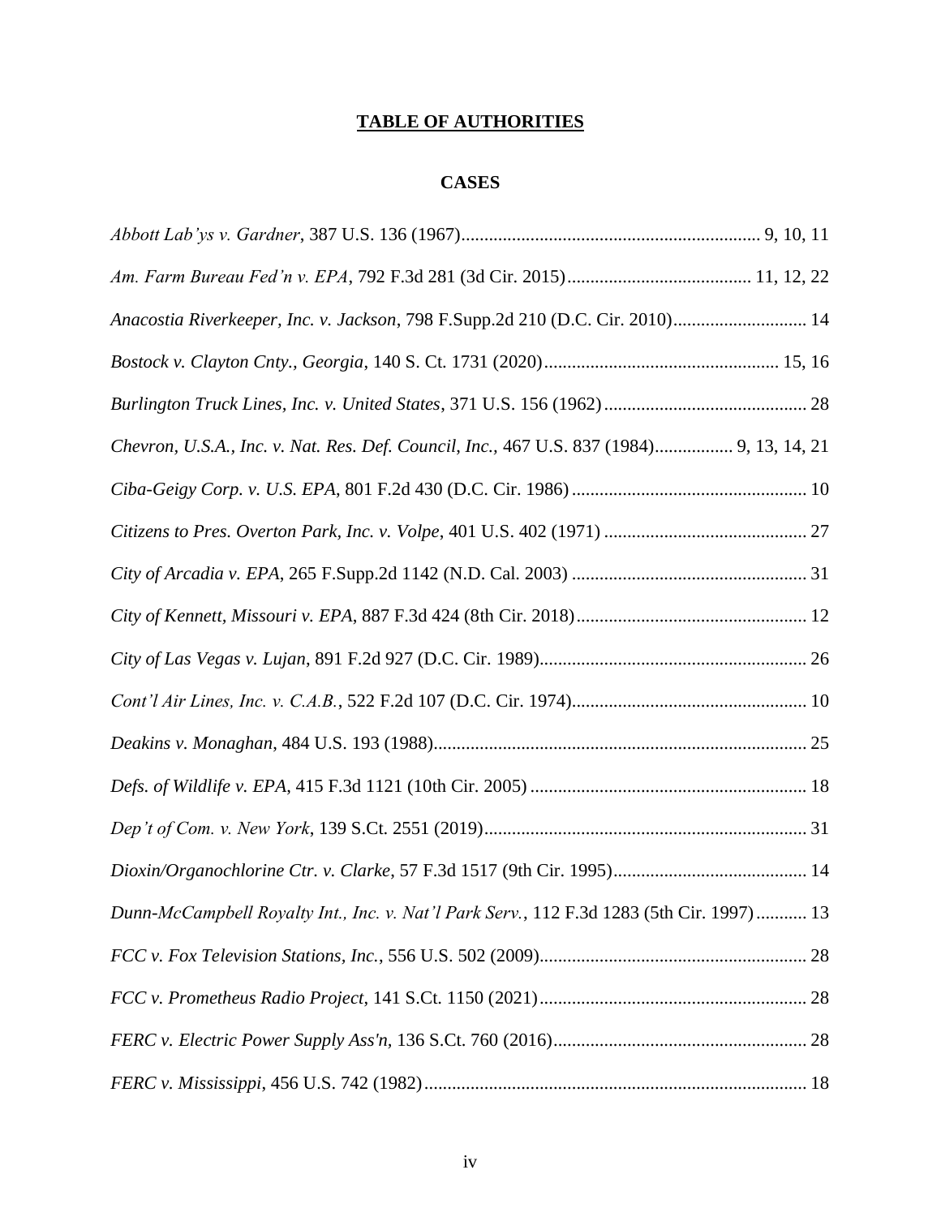# TABLE OF AUTHORITIES

## CASES

*Abbott Lab'ys v. Gardner*, 387 U.S. 136 (1967)................................................................ 9, 10, 11

*Am. Farm Bureau Fed'n v. EPA*, 792 F.3d 281 (3d Cir. 2015)........................................ 11, 12, 22

*Anacostia Riverkeeper, Inc. v. Jackson*, 798 F.Supp.2d 210 (D.C. Cir. 2010)............................ 14

*Bostock v. Clayton Cnty., Georgia*, 140 S. Ct. 1731 (2020)................................................... 15, 16

*Burlington Truck Lines, Inc. v. United States*, 371 U.S. 156 (1962)............................................ 28

*Chevron, U.S.A., Inc. v. Nat. Res. Def. Council, Inc.*, 467 U.S. 837 (1984)................. 9, 13, 14, 21

*Ciba-Geigy Corp. v. U.S. EPA*, 801 F.2d 430 (D.C. Cir. 1986)................................................... 10

*Citizens to Pres. Overton Park, Inc. v. Volpe*, 401 U.S. 402 (1971)............................................ 27

*City of Arcadia v. EPA*, 265 F.Supp.2d 1142 (N.D. Cal. 2003)................................................... 31

*City of Kennett, Missouri v. EPA*, 887 F.3d 424 (8th Cir. 2018).................................................. 12

*City of Las Vegas v. Lujan*, 891 F.2d 927 (D.C. Cir. 1989).......................................................... 26

*Cont'l Air Lines, Inc. v. C.A.B.*, 522 F.2d 107 (D.C. Cir. 1974)................................................... 10

*Deakins v. Monaghan*, 484 U.S. 193 (1988)................................................................................. 25

*Defs. of Wildlife v. EPA*, 415 F.3d 1121 (10th Cir. 2005)............................................................ 18

*Dep't of Com. v. New York*, 139 S.Ct. 2551 (2019)...................................................................... 31

*Dioxin/Organochlorine Ctr. v. Clarke*, 57 F.3d 1517 (9th Cir. 1995)........................................... 14

*Dunn-McCampbell Royalty Int., Inc. v. Nat'l Park Serv.*, 112 F.3d 1283 (5th Cir. 1997)........... 13

*FCC v. Fox Television Stations, Inc.*, 556 U.S. 502 (2009).......................................................... 28

*FCC v. Prometheus Radio Project*, 141 S.Ct. 1150 (2021).......................................................... 28

*FERC v. Electric Power Supply Ass'n*, 136 S.Ct. 760 (2016)....................................................... 28

*FERC v. Mississippi*, 456 U.S. 742 (1982)................................................................................... 18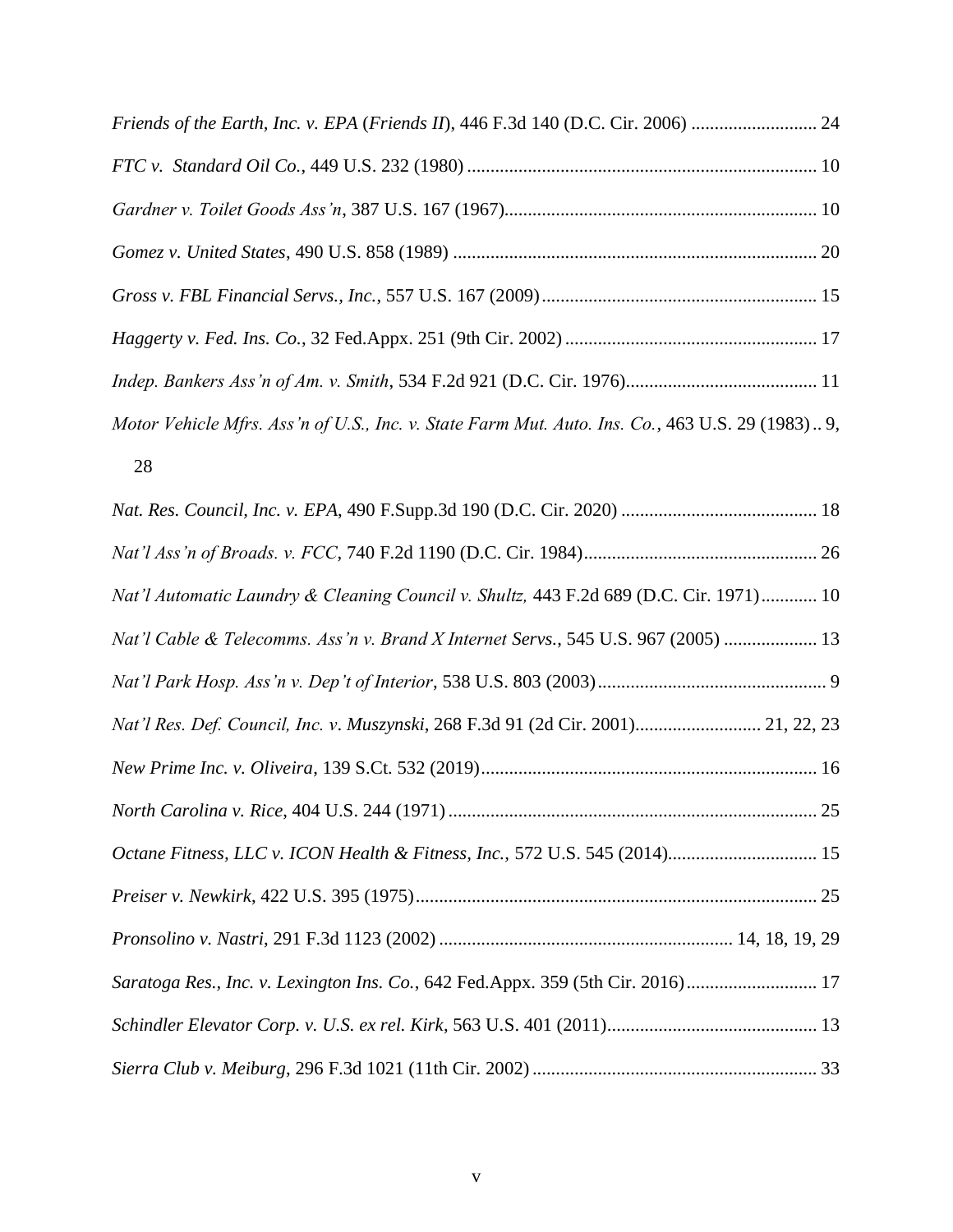*Friends of the Earth, Inc. v. EPA* (*Friends II*), 446 F.3d 140 (D.C. Cir. 2006) .......................... 24

*FTC v. Standard Oil Co.*, 449 U.S. 232 (1980) .......................................................................... 10

*Gardner v. Toilet Goods Ass'n*, 387 U.S. 167 (1967).................................................................. 10

*Gomez v. United States*, 490 U.S. 858 (1989) ............................................................................. 20

*Gross v. FBL Financial Servs., Inc.*, 557 U.S. 167 (2009).......................................................... 15

*Haggerty v. Fed. Ins. Co.*, 32 Fed.Appx. 251 (9th Cir. 2002) ..................................................... 17

*Indep. Bankers Ass'n of Am. v. Smith*, 534 F.2d 921 (D.C. Cir. 1976)......................................... 11

*Motor Vehicle Mfrs. Ass'n of U.S., Inc. v. State Farm Mut. Auto. Ins. Co.*, 463 U.S. 29 (1983) .. 9, 28

*Nat. Res. Council, Inc. v. EPA*, 490 F.Supp.3d 190 (D.C. Cir. 2020) .......................................... 18

*Nat'l Ass'n of Broads. v. FCC*, 740 F.2d 1190 (D.C. Cir. 1984)................................................. 26

*Nat'l Automatic Laundry & Cleaning Council v. Shultz,* 443 F.2d 689 (D.C. Cir. 1971)............ 10

*Nat'l Cable & Telecomms. Ass'n v. Brand X Internet Servs.*, 545 U.S. 967 (2005) .................... 13

*Nat'l Park Hosp. Ass'n v. Dep't of Interior*, 538 U.S. 803 (2003)................................................. 9

*Nat'l Res. Def. Council, Inc. v. Muszynski*, 268 F.3d 91 (2d Cir. 2001)........................... 21, 22, 23

*New Prime Inc. v. Oliveira*, 139 S.Ct. 532 (2019)....................................................................... 16

*North Carolina v. Rice*, 404 U.S. 244 (1971).............................................................................. 25

*Octane Fitness, LLC v. ICON Health & Fitness, Inc.,* 572 U.S. 545 (2014)................................ 15

*Preiser v. Newkirk*, 422 U.S. 395 (1975)..................................................................................... 25

*Pronsolino v. Nastri*, 291 F.3d 1123 (2002) .............................................................. 14, 18, 19, 29

*Saratoga Res., Inc. v. Lexington Ins. Co.*, 642 Fed.Appx. 359 (5th Cir. 2016)............................ 17

*Schindler Elevator Corp. v. U.S. ex rel. Kirk*, 563 U.S. 401 (2011)............................................. 13

*Sierra Club v. Meiburg*, 296 F.3d 1021 (11th Cir. 2002)............................................................ 33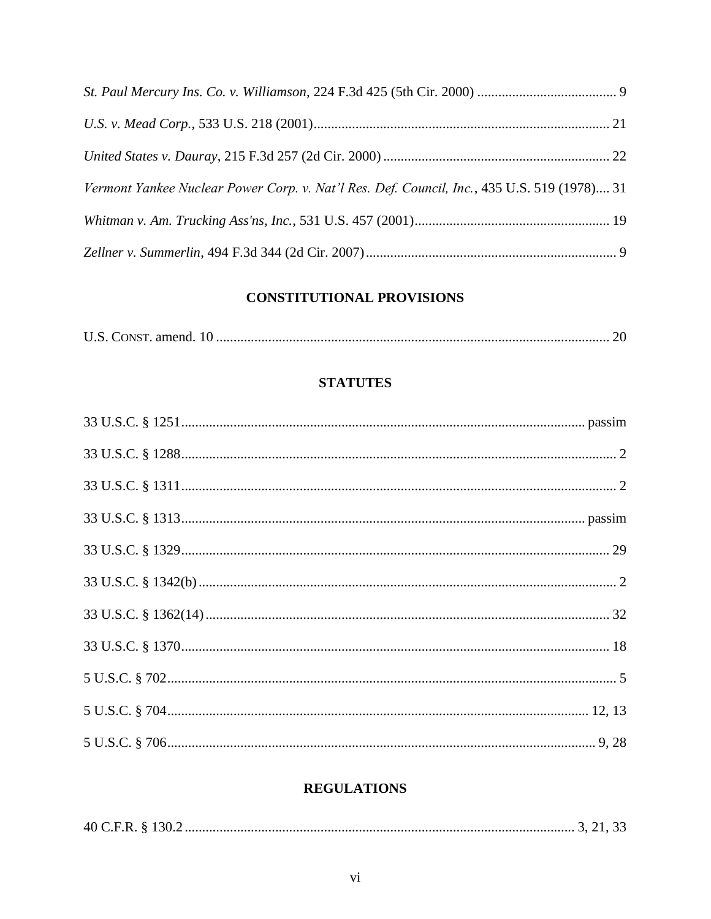*St. Paul Mercury Ins. Co. v. Williamson*, 224 F.3d 425 (5th Cir. 2000) ........................................ 9

*U.S. v. Mead Corp.*, 533 U.S. 218 (2001)..................................................................................... 21

*United States v. Dauray*, 215 F.3d 257 (2d Cir. 2000) ................................................................. 22

*Vermont Yankee Nuclear Power Corp. v. Nat'l Res. Def. Council, Inc.*, 435 U.S. 519 (1978).... 31

*Whitman v. Am. Trucking Ass'ns, Inc.*, 531 U.S. 457 (2001)........................................................ 19

*Zellner v. Summerlin*, 494 F.3d 344 (2d Cir. 2007)........................................................................ 9

## CONSTITUTIONAL PROVISIONS

U.S. CONST. amend. 10 ................................................................................................................ 20

## STATUTES

33 U.S.C. § 1251................................................................................................................... passim

33 U.S.C. § 1288........................................................................................................................... 2

33 U.S.C. § 1311............................................................................................................................ 2

33 U.S.C. § 1313................................................................................................................... passim

33 U.S.C. § 1329.......................................................................................................................... 29

33 U.S.C. § 1342(b) ....................................................................................................................... 2

33 U.S.C. § 1362(14) .................................................................................................................... 32

33 U.S.C. § 1370.......................................................................................................................... 18

5 U.S.C. § 702................................................................................................................................ 5

5 U.S.C. § 704........................................................................................................................ 12, 13

5 U.S.C. § 706.......................................................................................................................... 9, 28

## REGULATIONS

40 C.F.R. § 130.2 ............................................................................................................. 3, 21, 33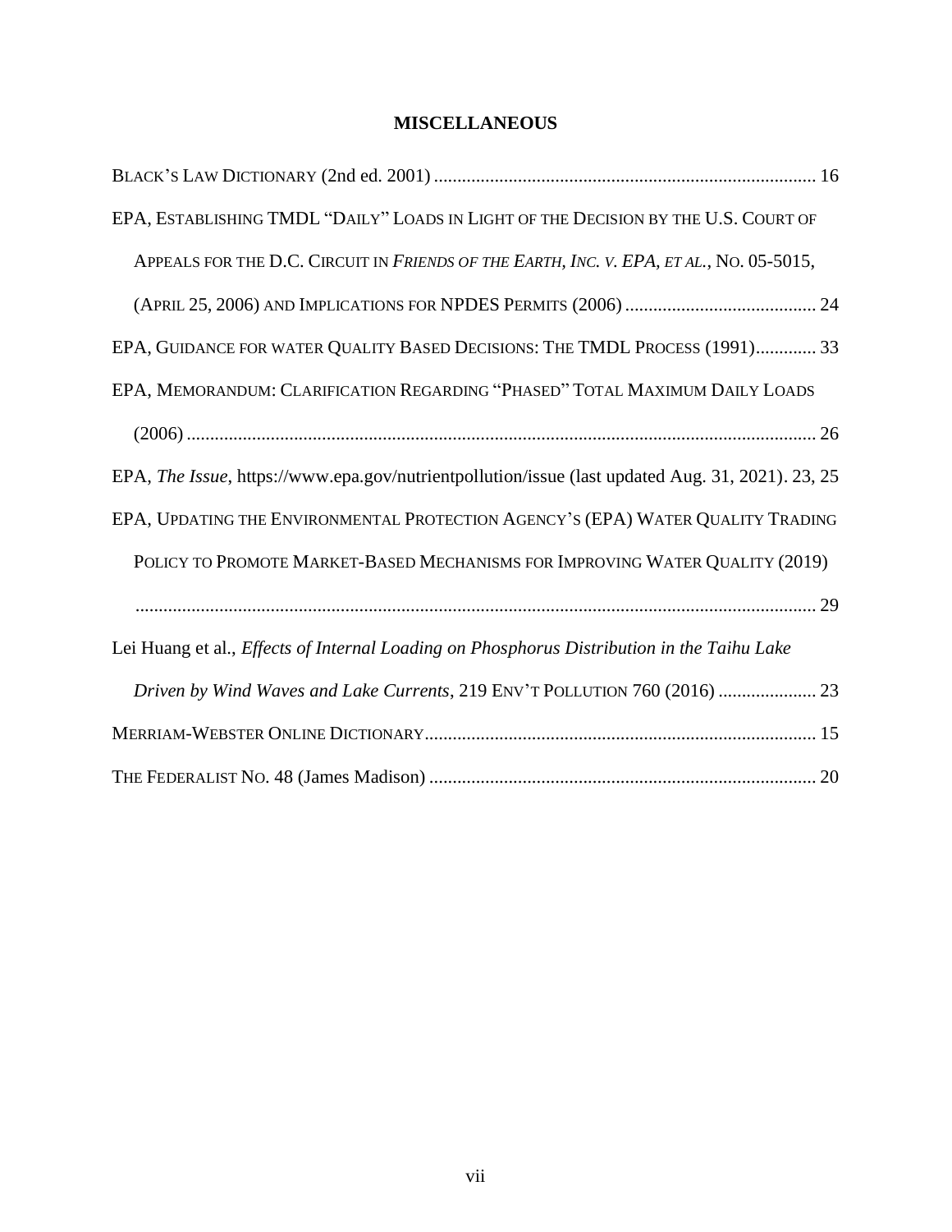## MISCELLANEOUS

BLACK'S LAW DICTIONARY (2nd ed. 2001) .................................................................................. 16

EPA, ESTABLISHING TMDL "DAILY" LOADS IN LIGHT OF THE DECISION BY THE U.S. COURT OF APPEALS FOR THE D.C. CIRCUIT IN *FRIENDS OF THE EARTH, INC. V. EPA, ET AL.*, NO. 05-5015, (APRIL 25, 2006) AND IMPLICATIONS FOR NPDES PERMITS (2006) ......................................... 24

EPA, GUIDANCE FOR WATER QUALITY BASED DECISIONS: THE TMDL PROCESS (1991)............. 33

EPA, MEMORANDUM: CLARIFICATION REGARDING "PHASED" TOTAL MAXIMUM DAILY LOADS (2006) ...................................................................................................................... 26

EPA, *The Issue*, https://www.epa.gov/nutrientpollution/issue (last updated Aug. 31, 2021). 23, 25

EPA, UPDATING THE ENVIRONMENTAL PROTECTION AGENCY'S (EPA) WATER QUALITY TRADING POLICY TO PROMOTE MARKET-BASED MECHANISMS FOR IMPROVING WATER QUALITY (2019) ................................................................................................................................. 29

Lei Huang et al., *Effects of Internal Loading on Phosphorus Distribution in the Taihu Lake Driven by Wind Waves and Lake Currents*, 219 ENV'T POLLUTION 760 (2016) ..................... 23

MERRIAM-WEBSTER ONLINE DICTIONARY.................................................................................... 15

THE FEDERALIST NO. 48 (James Madison) .................................................................................. 20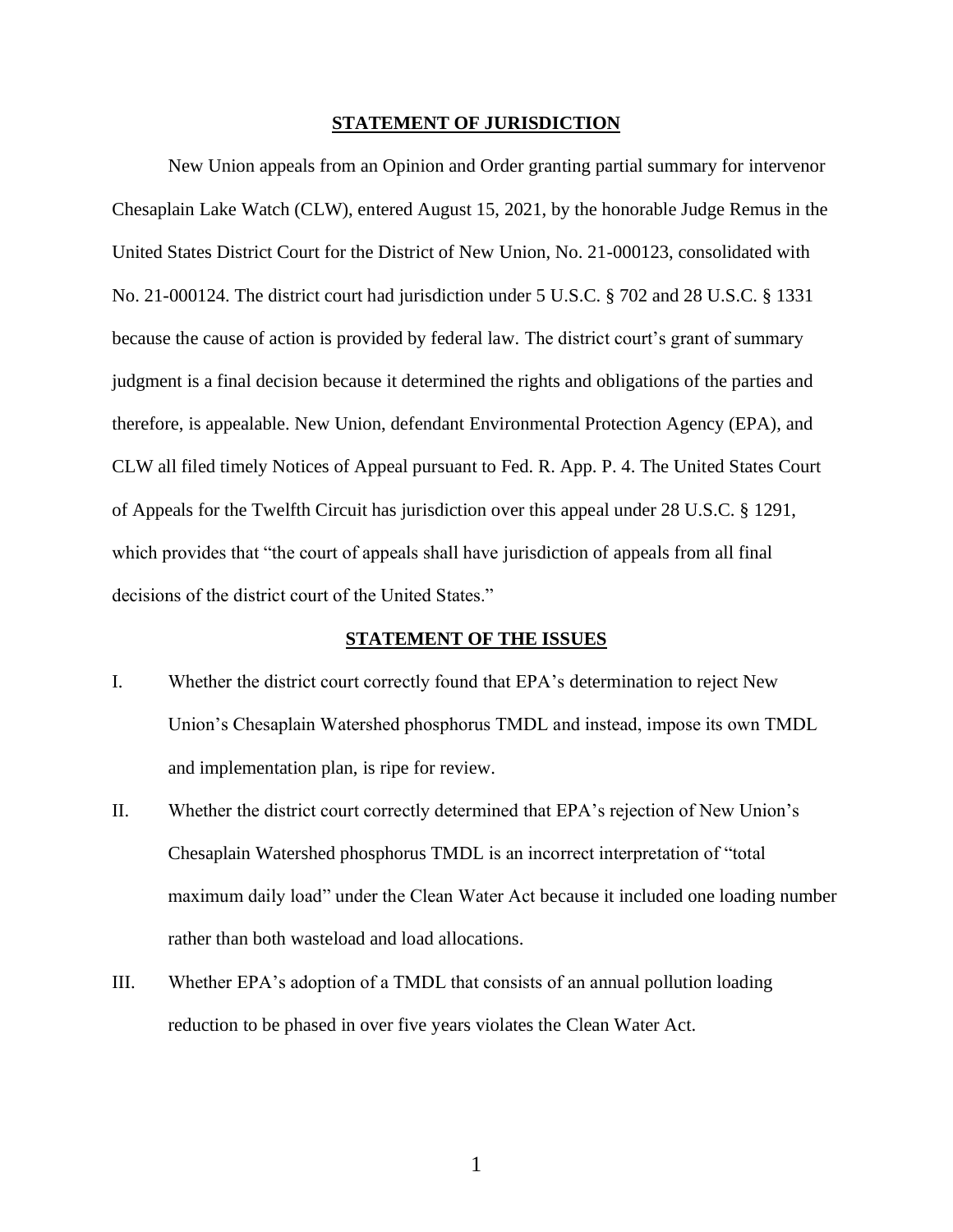## STATEMENT OF JURISDICTION

New Union appeals from an Opinion and Order granting partial summary for intervenor Chesaplain Lake Watch (CLW), entered August 15, 2021, by the honorable Judge Remus in the United States District Court for the District of New Union, No. 21-000123, consolidated with No. 21-000124. The district court had jurisdiction under 5 U.S.C. § 702 and 28 U.S.C. § 1331 because the cause of action is provided by federal law. The district court's grant of summary judgment is a final decision because it determined the rights and obligations of the parties and therefore, is appealable. New Union, defendant Environmental Protection Agency (EPA), and CLW all filed timely Notices of Appeal pursuant to Fed. R. App. P. 4. The United States Court of Appeals for the Twelfth Circuit has jurisdiction over this appeal under 28 U.S.C. § 1291, which provides that "the court of appeals shall have jurisdiction of appeals from all final decisions of the district court of the United States."

## STATEMENT OF THE ISSUES

I. Whether the district court correctly found that EPA's determination to reject New Union's Chesaplain Watershed phosphorus TMDL and instead, impose its own TMDL and implementation plan, is ripe for review.

II. Whether the district court correctly determined that EPA's rejection of New Union's Chesaplain Watershed phosphorus TMDL is an incorrect interpretation of "total maximum daily load" under the Clean Water Act because it included one loading number rather than both wasteload and load allocations.

III. Whether EPA's adoption of a TMDL that consists of an annual pollution loading reduction to be phased in over five years violates the Clean Water Act.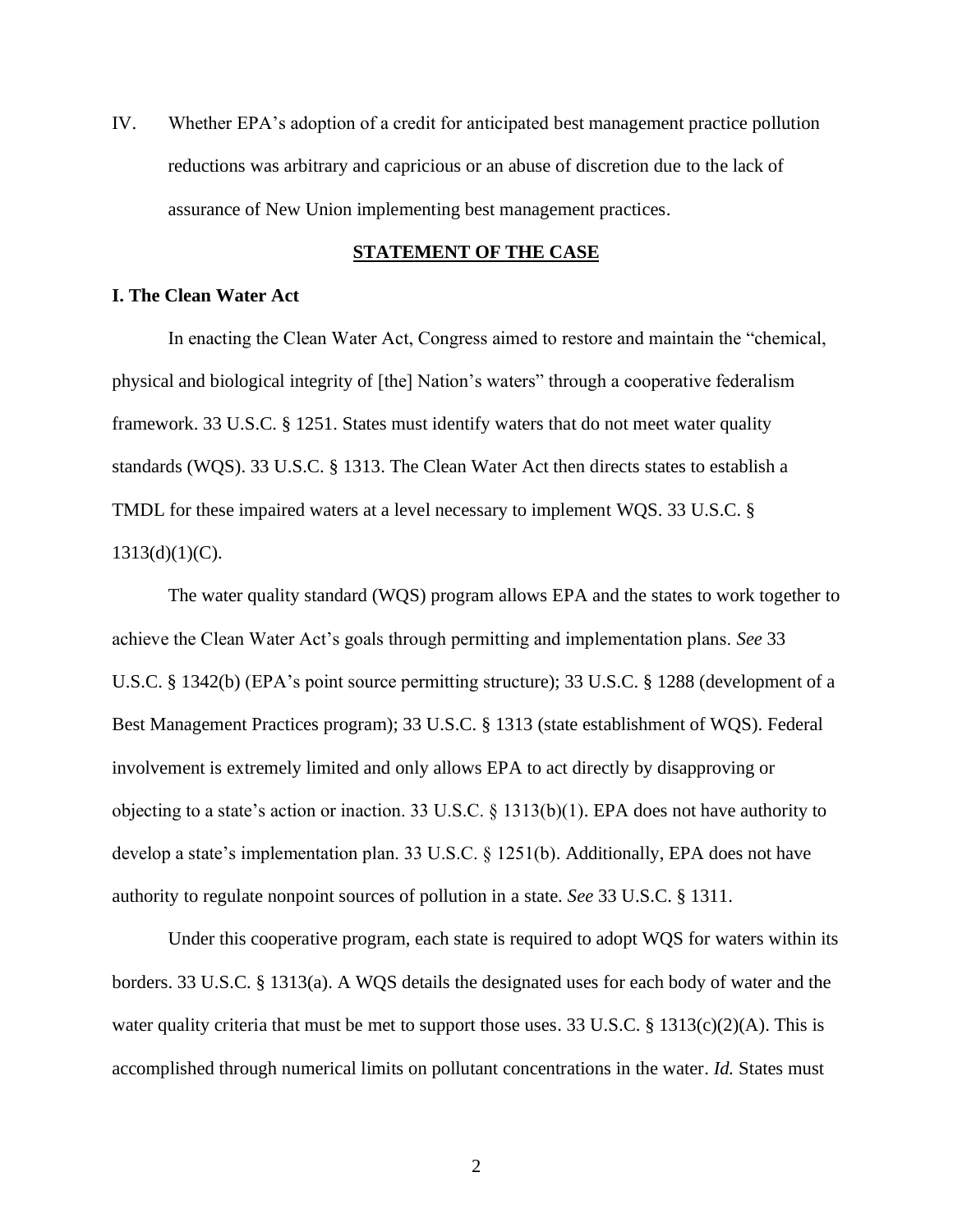IV. Whether EPA's adoption of a credit for anticipated best management practice pollution reductions was arbitrary and capricious or an abuse of discretion due to the lack of assurance of New Union implementing best management practices.

## STATEMENT OF THE CASE

### I. The Clean Water Act

In enacting the Clean Water Act, Congress aimed to restore and maintain the "chemical, physical and biological integrity of [the] Nation's waters" through a cooperative federalism framework. 33 U.S.C. § 1251. States must identify waters that do not meet water quality standards (WQS). 33 U.S.C. § 1313. The Clean Water Act then directs states to establish a TMDL for these impaired waters at a level necessary to implement WQS. 33 U.S.C. § 1313(d)(1)(C).

The water quality standard (WQS) program allows EPA and the states to work together to achieve the Clean Water Act's goals through permitting and implementation plans. *See* 33 U.S.C. § 1342(b) (EPA's point source permitting structure); 33 U.S.C. § 1288 (development of a Best Management Practices program); 33 U.S.C. § 1313 (state establishment of WQS). Federal involvement is extremely limited and only allows EPA to act directly by disapproving or objecting to a state's action or inaction. 33 U.S.C. § 1313(b)(1). EPA does not have authority to develop a state's implementation plan. 33 U.S.C. § 1251(b). Additionally, EPA does not have authority to regulate nonpoint sources of pollution in a state. *See* 33 U.S.C. § 1311.

Under this cooperative program, each state is required to adopt WQS for waters within its borders. 33 U.S.C. § 1313(a). A WQS details the designated uses for each body of water and the water quality criteria that must be met to support those uses. 33 U.S.C. § 1313(c)(2)(A). This is accomplished through numerical limits on pollutant concentrations in the water. *Id.* States must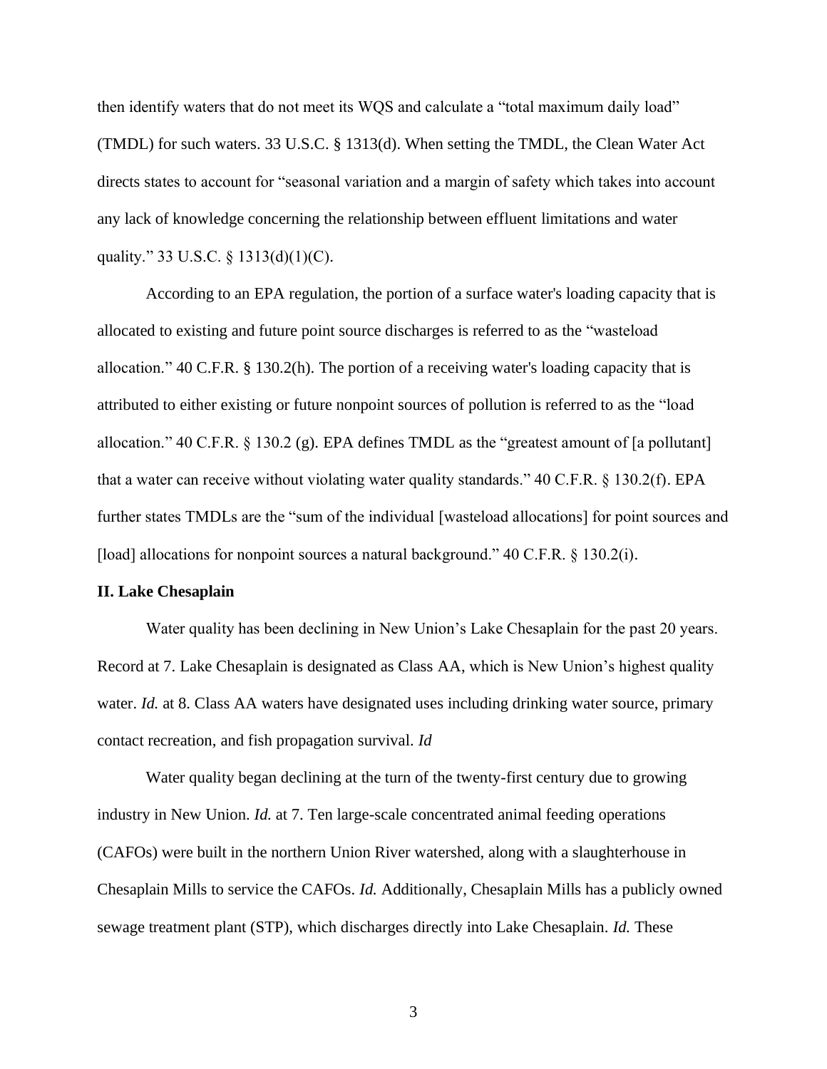then identify waters that do not meet its WQS and calculate a "total maximum daily load" (TMDL) for such waters. 33 U.S.C. § 1313(d). When setting the TMDL, the Clean Water Act directs states to account for "seasonal variation and a margin of safety which takes into account any lack of knowledge concerning the relationship between effluent limitations and water quality." 33 U.S.C. § 1313(d)(1)(C).

According to an EPA regulation, the portion of a surface water's loading capacity that is allocated to existing and future point source discharges is referred to as the "wasteload allocation." 40 C.F.R. § 130.2(h). The portion of a receiving water's loading capacity that is attributed to either existing or future nonpoint sources of pollution is referred to as the "load allocation." 40 C.F.R. § 130.2 (g). EPA defines TMDL as the "greatest amount of [a pollutant] that a water can receive without violating water quality standards." 40 C.F.R. § 130.2(f). EPA further states TMDLs are the "sum of the individual [wasteload allocations] for point sources and [load] allocations for nonpoint sources a natural background." 40 C.F.R. § 130.2(i).

**II. Lake Chesaplain**

Water quality has been declining in New Union's Lake Chesaplain for the past 20 years. Record at 7. Lake Chesaplain is designated as Class AA, which is New Union's highest quality water. *Id.* at 8. Class AA waters have designated uses including drinking water source, primary contact recreation, and fish propagation survival. *Id*

Water quality began declining at the turn of the twenty-first century due to growing industry in New Union. *Id.* at 7. Ten large-scale concentrated animal feeding operations (CAFOs) were built in the northern Union River watershed, along with a slaughterhouse in Chesaplain Mills to service the CAFOs. *Id.* Additionally, Chesaplain Mills has a publicly owned sewage treatment plant (STP), which discharges directly into Lake Chesaplain. *Id.* These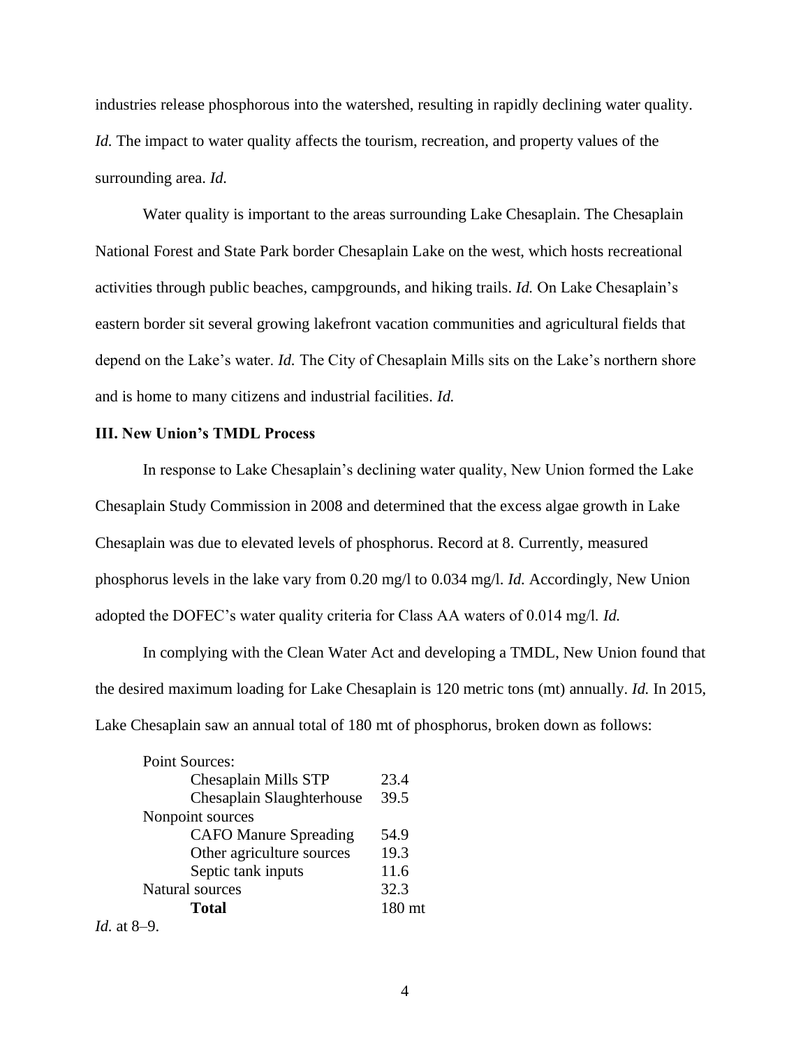industries release phosphorous into the watershed, resulting in rapidly declining water quality. *Id.* The impact to water quality affects the tourism, recreation, and property values of the surrounding area. *Id.*

Water quality is important to the areas surrounding Lake Chesaplain. The Chesaplain National Forest and State Park border Chesaplain Lake on the west, which hosts recreational activities through public beaches, campgrounds, and hiking trails. *Id.* On Lake Chesaplain's eastern border sit several growing lakefront vacation communities and agricultural fields that depend on the Lake's water. *Id.* The City of Chesaplain Mills sits on the Lake's northern shore and is home to many citizens and industrial facilities. *Id.*

### III. New Union's TMDL Process

In response to Lake Chesaplain's declining water quality, New Union formed the Lake Chesaplain Study Commission in 2008 and determined that the excess algae growth in Lake Chesaplain was due to elevated levels of phosphorus. Record at 8. Currently, measured phosphorus levels in the lake vary from 0.20 mg/l to 0.034 mg/l. *Id.* Accordingly, New Union adopted the DOFEC's water quality criteria for Class AA waters of 0.014 mg/l. *Id.*

In complying with the Clean Water Act and developing a TMDL, New Union found that the desired maximum loading for Lake Chesaplain is 120 metric tons (mt) annually. *Id.* In 2015, Lake Chesaplain saw an annual total of 180 mt of phosphorus, broken down as follows:

| Source | |
|---|---|
| Point Sources: | |
| Chesaplain Mills STP | 23.4 |
| Chesaplain Slaughterhouse | 39.5 |
| Nonpoint sources | |
| CAFO Manure Spreading | 54.9 |
| Other agriculture sources | 19.3 |
| Septic tank inputs | 11.6 |
| Natural sources | 32.3 |
| **Total** | 180 mt |

*Id.* at 8–9.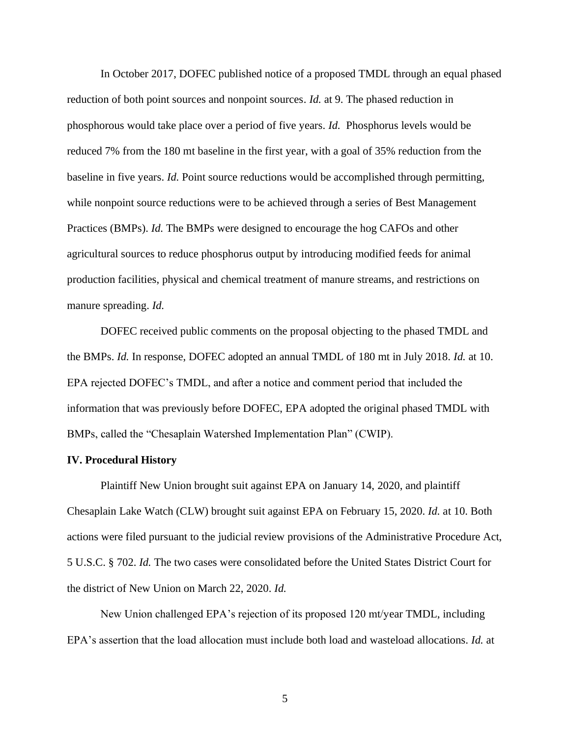In October 2017, DOFEC published notice of a proposed TMDL through an equal phased reduction of both point sources and nonpoint sources. *Id.* at 9. The phased reduction in phosphorous would take place over a period of five years. *Id.* Phosphorus levels would be reduced 7% from the 180 mt baseline in the first year, with a goal of 35% reduction from the baseline in five years. *Id.* Point source reductions would be accomplished through permitting, while nonpoint source reductions were to be achieved through a series of Best Management Practices (BMPs). *Id.* The BMPs were designed to encourage the hog CAFOs and other agricultural sources to reduce phosphorus output by introducing modified feeds for animal production facilities, physical and chemical treatment of manure streams, and restrictions on manure spreading. *Id.*

DOFEC received public comments on the proposal objecting to the phased TMDL and the BMPs. *Id.* In response, DOFEC adopted an annual TMDL of 180 mt in July 2018. *Id.* at 10. EPA rejected DOFEC's TMDL, and after a notice and comment period that included the information that was previously before DOFEC, EPA adopted the original phased TMDL with BMPs, called the "Chesaplain Watershed Implementation Plan" (CWIP).

**IV. Procedural History**

Plaintiff New Union brought suit against EPA on January 14, 2020, and plaintiff Chesaplain Lake Watch (CLW) brought suit against EPA on February 15, 2020. *Id.* at 10. Both actions were filed pursuant to the judicial review provisions of the Administrative Procedure Act, 5 U.S.C. § 702. *Id.* The two cases were consolidated before the United States District Court for the district of New Union on March 22, 2020. *Id.*

New Union challenged EPA's rejection of its proposed 120 mt/year TMDL, including EPA's assertion that the load allocation must include both load and wasteload allocations. *Id.* at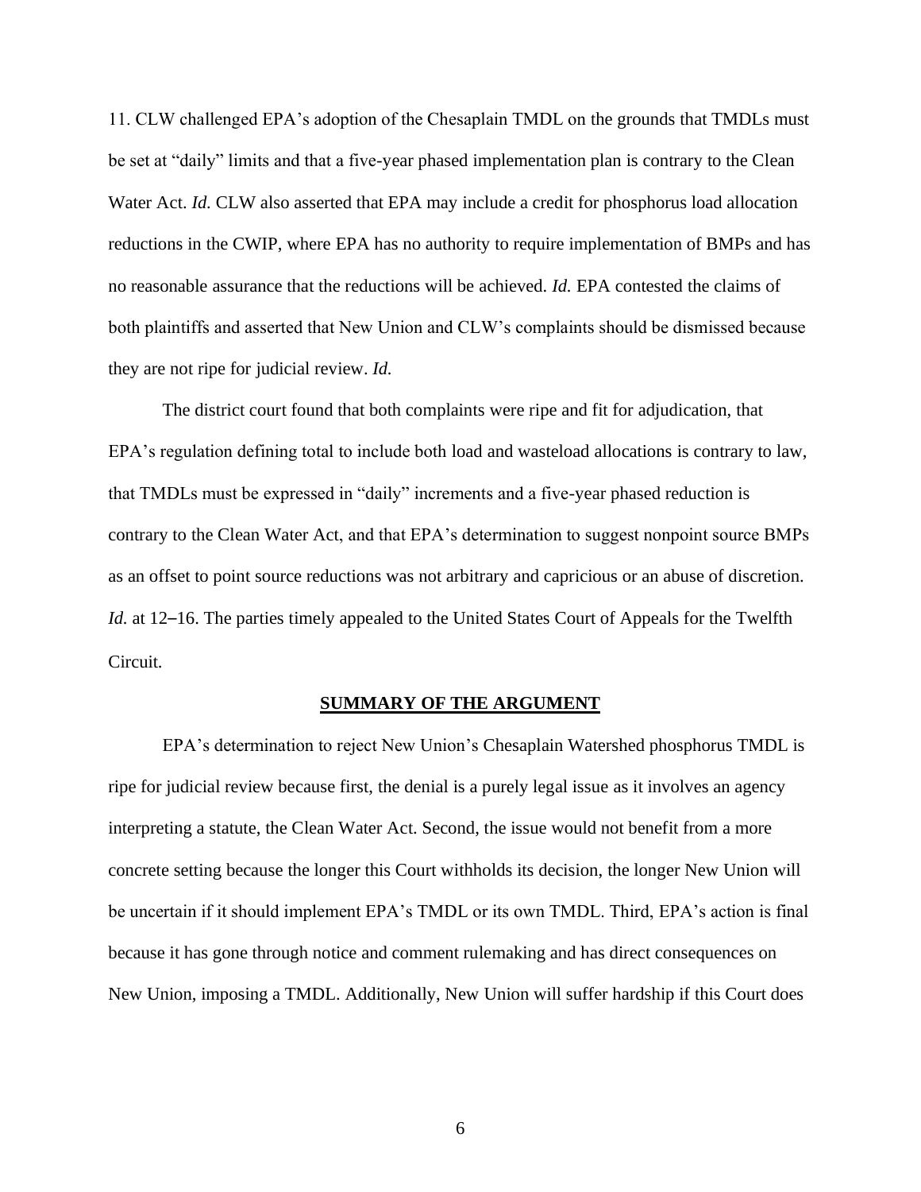11. CLW challenged EPA's adoption of the Chesaplain TMDL on the grounds that TMDLs must be set at "daily" limits and that a five-year phased implementation plan is contrary to the Clean Water Act. *Id.* CLW also asserted that EPA may include a credit for phosphorus load allocation reductions in the CWIP, where EPA has no authority to require implementation of BMPs and has no reasonable assurance that the reductions will be achieved. *Id.* EPA contested the claims of both plaintiffs and asserted that New Union and CLW's complaints should be dismissed because they are not ripe for judicial review. *Id.*

The district court found that both complaints were ripe and fit for adjudication, that EPA's regulation defining total to include both load and wasteload allocations is contrary to law, that TMDLs must be expressed in "daily" increments and a five-year phased reduction is contrary to the Clean Water Act, and that EPA's determination to suggest nonpoint source BMPs as an offset to point source reductions was not arbitrary and capricious or an abuse of discretion. *Id.* at 12–16. The parties timely appealed to the United States Court of Appeals for the Twelfth Circuit.

## SUMMARY OF THE ARGUMENT

EPA's determination to reject New Union's Chesaplain Watershed phosphorus TMDL is ripe for judicial review because first, the denial is a purely legal issue as it involves an agency interpreting a statute, the Clean Water Act. Second, the issue would not benefit from a more concrete setting because the longer this Court withholds its decision, the longer New Union will be uncertain if it should implement EPA's TMDL or its own TMDL. Third, EPA's action is final because it has gone through notice and comment rulemaking and has direct consequences on New Union, imposing a TMDL. Additionally, New Union will suffer hardship if this Court does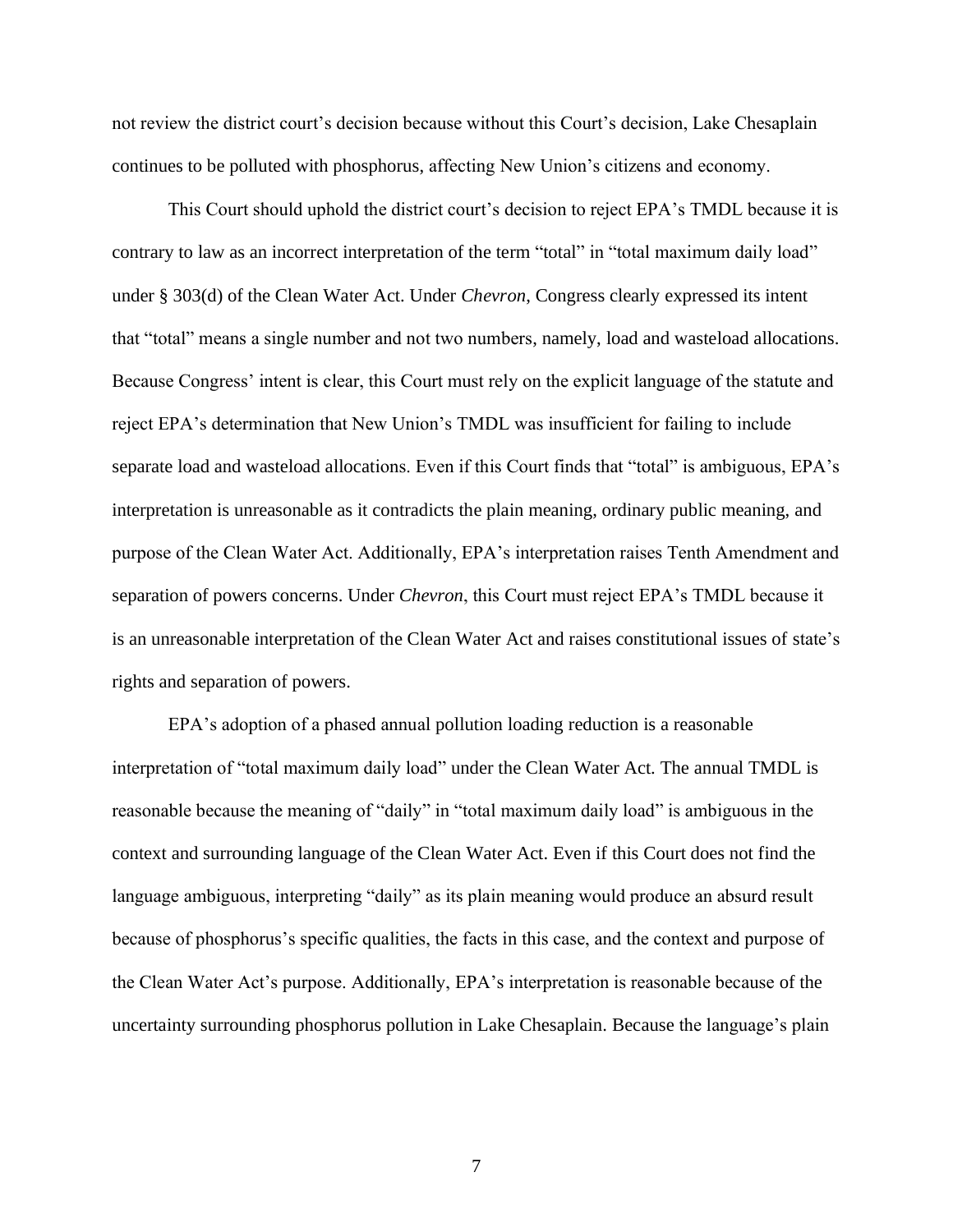not review the district court's decision because without this Court's decision, Lake Chesaplain continues to be polluted with phosphorus, affecting New Union's citizens and economy.

This Court should uphold the district court's decision to reject EPA's TMDL because it is contrary to law as an incorrect interpretation of the term "total" in "total maximum daily load" under § 303(d) of the Clean Water Act. Under *Chevron*, Congress clearly expressed its intent that "total" means a single number and not two numbers, namely, load and wasteload allocations. Because Congress' intent is clear, this Court must rely on the explicit language of the statute and reject EPA's determination that New Union's TMDL was insufficient for failing to include separate load and wasteload allocations. Even if this Court finds that "total" is ambiguous, EPA's interpretation is unreasonable as it contradicts the plain meaning, ordinary public meaning, and purpose of the Clean Water Act. Additionally, EPA's interpretation raises Tenth Amendment and separation of powers concerns. Under *Chevron*, this Court must reject EPA's TMDL because it is an unreasonable interpretation of the Clean Water Act and raises constitutional issues of state's rights and separation of powers.

EPA's adoption of a phased annual pollution loading reduction is a reasonable interpretation of "total maximum daily load" under the Clean Water Act. The annual TMDL is reasonable because the meaning of "daily" in "total maximum daily load" is ambiguous in the context and surrounding language of the Clean Water Act. Even if this Court does not find the language ambiguous, interpreting "daily" as its plain meaning would produce an absurd result because of phosphorus's specific qualities, the facts in this case, and the context and purpose of the Clean Water Act's purpose. Additionally, EPA's interpretation is reasonable because of the uncertainty surrounding phosphorus pollution in Lake Chesaplain. Because the language's plain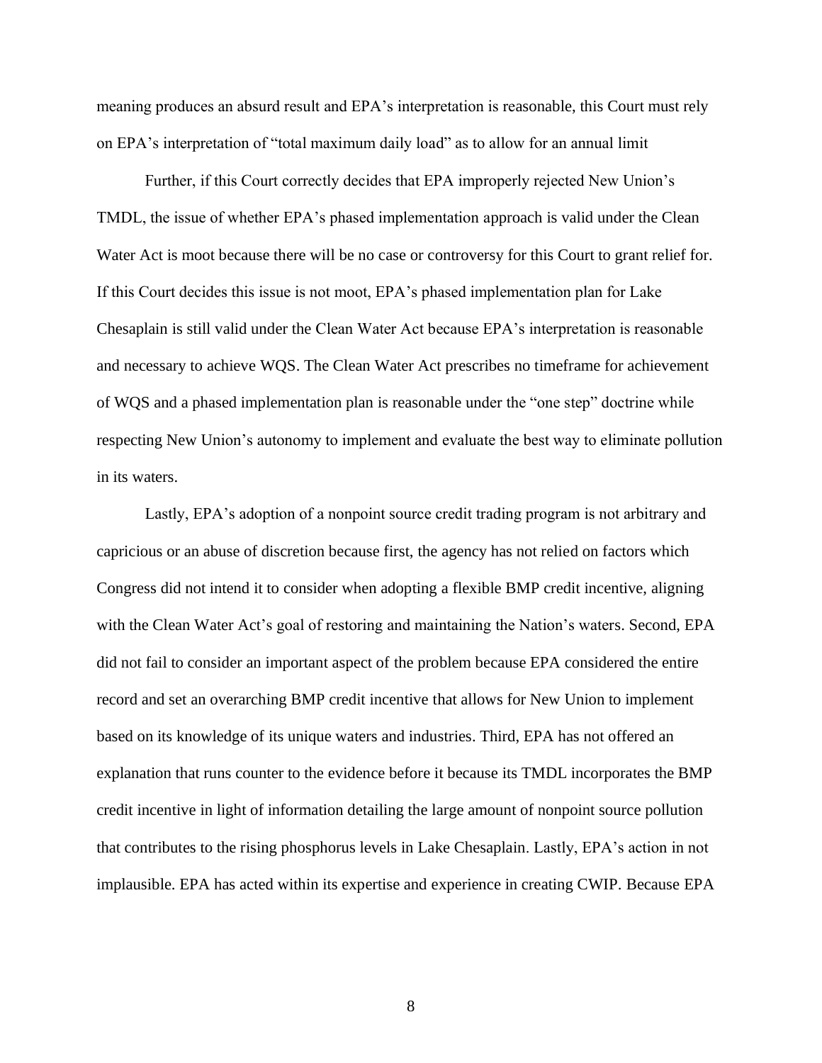meaning produces an absurd result and EPA's interpretation is reasonable, this Court must rely on EPA's interpretation of "total maximum daily load" as to allow for an annual limit

Further, if this Court correctly decides that EPA improperly rejected New Union's TMDL, the issue of whether EPA's phased implementation approach is valid under the Clean Water Act is moot because there will be no case or controversy for this Court to grant relief for. If this Court decides this issue is not moot, EPA's phased implementation plan for Lake Chesaplain is still valid under the Clean Water Act because EPA's interpretation is reasonable and necessary to achieve WQS. The Clean Water Act prescribes no timeframe for achievement of WQS and a phased implementation plan is reasonable under the "one step" doctrine while respecting New Union's autonomy to implement and evaluate the best way to eliminate pollution in its waters.

Lastly, EPA's adoption of a nonpoint source credit trading program is not arbitrary and capricious or an abuse of discretion because first, the agency has not relied on factors which Congress did not intend it to consider when adopting a flexible BMP credit incentive, aligning with the Clean Water Act's goal of restoring and maintaining the Nation's waters. Second, EPA did not fail to consider an important aspect of the problem because EPA considered the entire record and set an overarching BMP credit incentive that allows for New Union to implement based on its knowledge of its unique waters and industries. Third, EPA has not offered an explanation that runs counter to the evidence before it because its TMDL incorporates the BMP credit incentive in light of information detailing the large amount of nonpoint source pollution that contributes to the rising phosphorus levels in Lake Chesaplain. Lastly, EPA's action in not implausible. EPA has acted within its expertise and experience in creating CWIP. Because EPA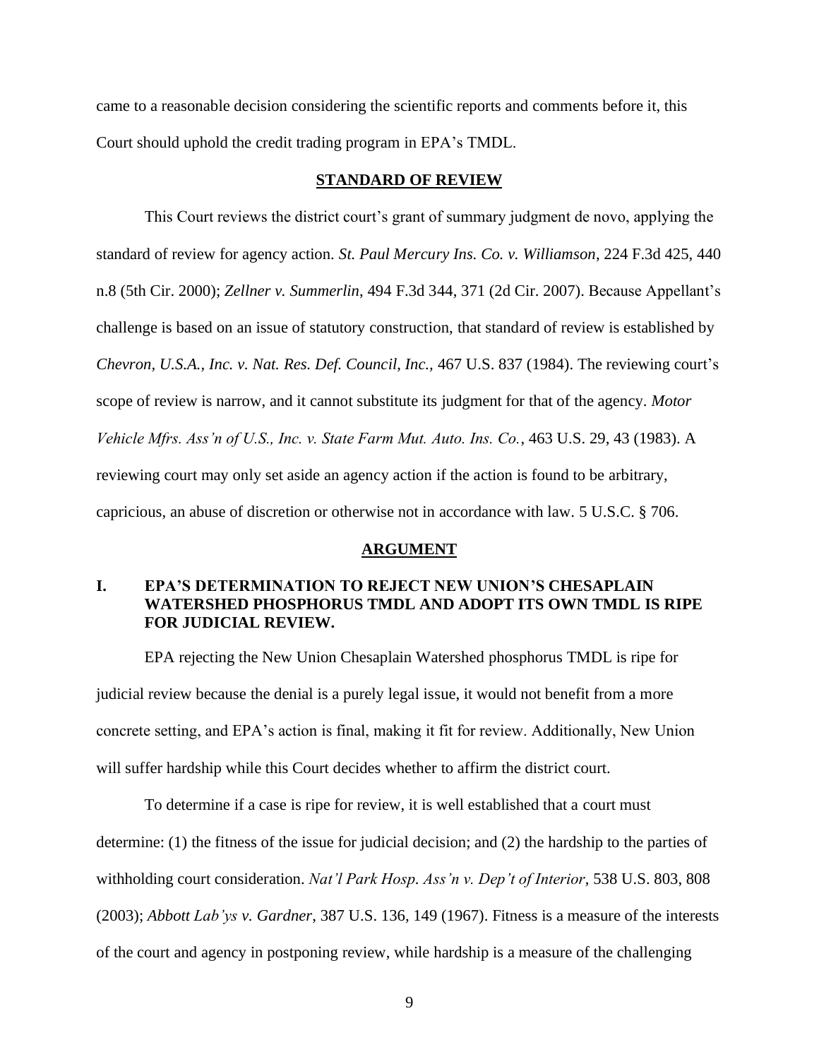came to a reasonable decision considering the scientific reports and comments before it, this Court should uphold the credit trading program in EPA's TMDL.

## STANDARD OF REVIEW

This Court reviews the district court's grant of summary judgment de novo, applying the standard of review for agency action. *St. Paul Mercury Ins. Co. v. Williamson*, 224 F.3d 425, 440 n.8 (5th Cir. 2000); *Zellner v. Summerlin*, 494 F.3d 344, 371 (2d Cir. 2007). Because Appellant's challenge is based on an issue of statutory construction, that standard of review is established by *Chevron, U.S.A., Inc. v. Nat. Res. Def. Council, Inc.,* 467 U.S. 837 (1984). The reviewing court's scope of review is narrow, and it cannot substitute its judgment for that of the agency. *Motor Vehicle Mfrs. Ass'n of U.S., Inc. v. State Farm Mut. Auto. Ins. Co.*, 463 U.S. 29, 43 (1983). A reviewing court may only set aside an agency action if the action is found to be arbitrary, capricious, an abuse of discretion or otherwise not in accordance with law. 5 U.S.C. § 706.

## ARGUMENT

### I. EPA'S DETERMINATION TO REJECT NEW UNION'S CHESAPLAIN WATERSHED PHOSPHORUS TMDL AND ADOPT ITS OWN TMDL IS RIPE FOR JUDICIAL REVIEW.

EPA rejecting the New Union Chesaplain Watershed phosphorus TMDL is ripe for judicial review because the denial is a purely legal issue, it would not benefit from a more concrete setting, and EPA's action is final, making it fit for review. Additionally, New Union will suffer hardship while this Court decides whether to affirm the district court.

To determine if a case is ripe for review, it is well established that a court must determine: (1) the fitness of the issue for judicial decision; and (2) the hardship to the parties of withholding court consideration. *Nat'l Park Hosp. Ass'n v. Dep't of Interior*, 538 U.S. 803, 808 (2003); *Abbott Lab'ys v. Gardner*, 387 U.S. 136, 149 (1967). Fitness is a measure of the interests of the court and agency in postponing review, while hardship is a measure of the challenging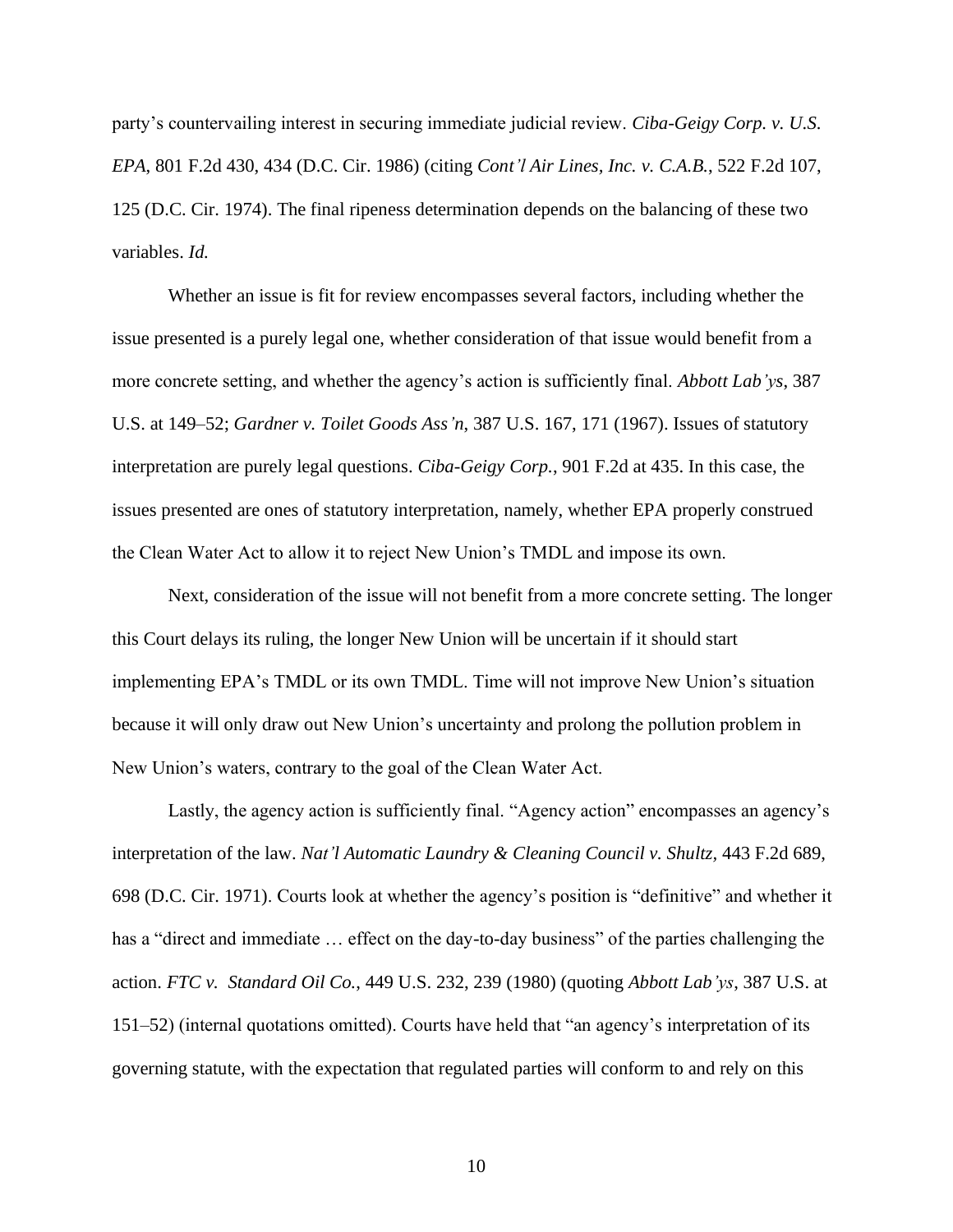party's countervailing interest in securing immediate judicial review. *Ciba-Geigy Corp. v. U.S. EPA*, 801 F.2d 430, 434 (D.C. Cir. 1986) (citing *Cont'l Air Lines, Inc. v. C.A.B.*, 522 F.2d 107, 125 (D.C. Cir. 1974). The final ripeness determination depends on the balancing of these two variables. *Id.*

Whether an issue is fit for review encompasses several factors, including whether the issue presented is a purely legal one, whether consideration of that issue would benefit from a more concrete setting, and whether the agency's action is sufficiently final. *Abbott Lab'ys*, 387 U.S. at 149–52; *Gardner v. Toilet Goods Ass'n*, 387 U.S. 167, 171 (1967). Issues of statutory interpretation are purely legal questions. *Ciba-Geigy Corp.*, 901 F.2d at 435. In this case, the issues presented are ones of statutory interpretation, namely, whether EPA properly construed the Clean Water Act to allow it to reject New Union's TMDL and impose its own.

Next, consideration of the issue will not benefit from a more concrete setting. The longer this Court delays its ruling, the longer New Union will be uncertain if it should start implementing EPA's TMDL or its own TMDL. Time will not improve New Union's situation because it will only draw out New Union's uncertainty and prolong the pollution problem in New Union's waters, contrary to the goal of the Clean Water Act.

Lastly, the agency action is sufficiently final. "Agency action" encompasses an agency's interpretation of the law. *Nat'l Automatic Laundry & Cleaning Council v. Shultz*, 443 F.2d 689, 698 (D.C. Cir. 1971). Courts look at whether the agency's position is "definitive" and whether it has a "direct and immediate … effect on the day-to-day business" of the parties challenging the action. *FTC v. Standard Oil Co.*, 449 U.S. 232, 239 (1980) (quoting *Abbott Lab'ys*, 387 U.S. at 151–52) (internal quotations omitted). Courts have held that "an agency's interpretation of its governing statute, with the expectation that regulated parties will conform to and rely on this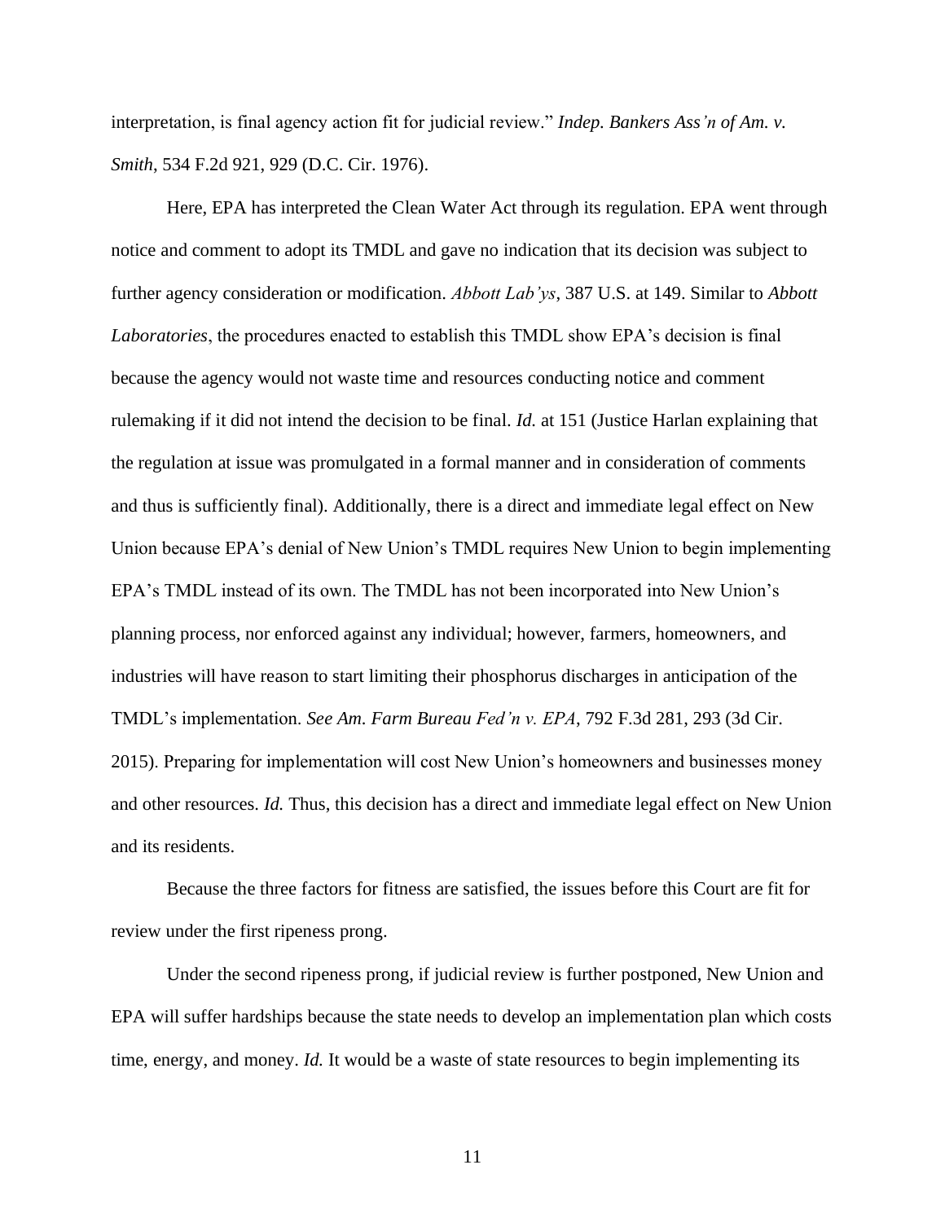interpretation, is final agency action fit for judicial review." *Indep. Bankers Ass'n of Am. v. Smith*, 534 F.2d 921, 929 (D.C. Cir. 1976).

Here, EPA has interpreted the Clean Water Act through its regulation. EPA went through notice and comment to adopt its TMDL and gave no indication that its decision was subject to further agency consideration or modification. *Abbott Lab'ys*, 387 U.S. at 149. Similar to *Abbott Laboratories*, the procedures enacted to establish this TMDL show EPA's decision is final because the agency would not waste time and resources conducting notice and comment rulemaking if it did not intend the decision to be final. *Id.* at 151 (Justice Harlan explaining that the regulation at issue was promulgated in a formal manner and in consideration of comments and thus is sufficiently final). Additionally, there is a direct and immediate legal effect on New Union because EPA's denial of New Union's TMDL requires New Union to begin implementing EPA's TMDL instead of its own. The TMDL has not been incorporated into New Union's planning process, nor enforced against any individual; however, farmers, homeowners, and industries will have reason to start limiting their phosphorus discharges in anticipation of the TMDL's implementation. *See Am. Farm Bureau Fed'n v. EPA*, 792 F.3d 281, 293 (3d Cir. 2015). Preparing for implementation will cost New Union's homeowners and businesses money and other resources. *Id.* Thus, this decision has a direct and immediate legal effect on New Union and its residents.

Because the three factors for fitness are satisfied, the issues before this Court are fit for review under the first ripeness prong.

Under the second ripeness prong, if judicial review is further postponed, New Union and EPA will suffer hardships because the state needs to develop an implementation plan which costs time, energy, and money. *Id.* It would be a waste of state resources to begin implementing its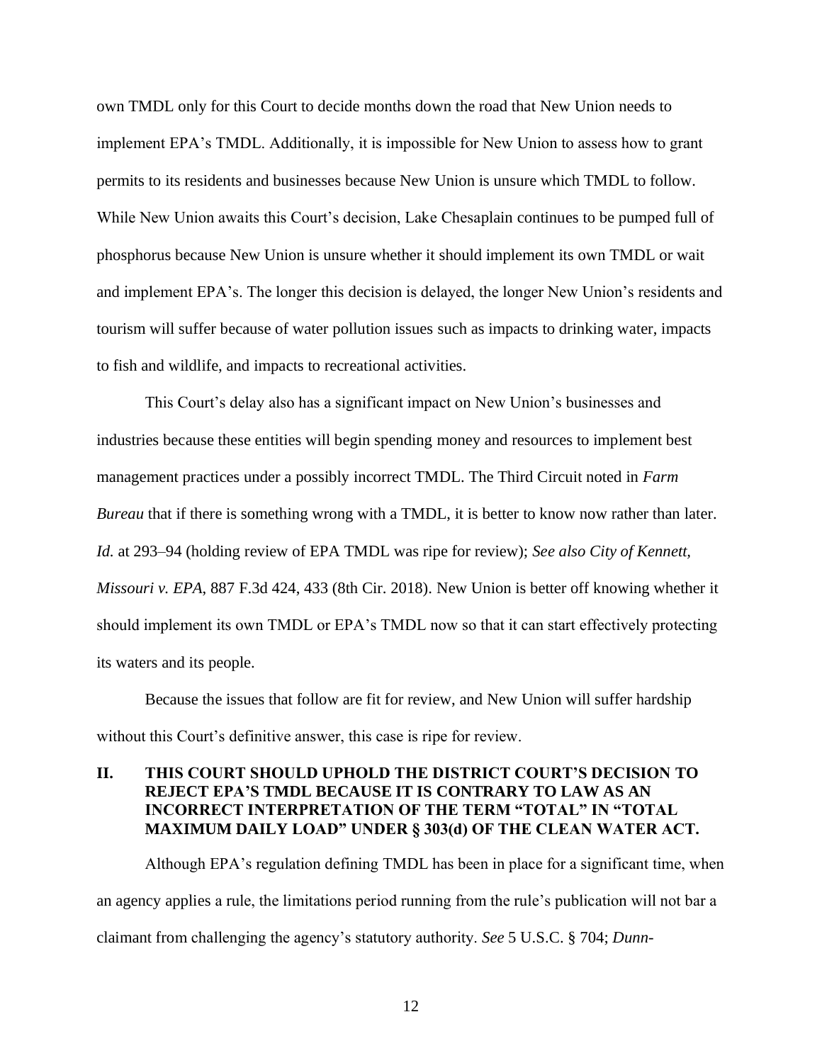own TMDL only for this Court to decide months down the road that New Union needs to implement EPA's TMDL. Additionally, it is impossible for New Union to assess how to grant permits to its residents and businesses because New Union is unsure which TMDL to follow. While New Union awaits this Court's decision, Lake Chesaplain continues to be pumped full of phosphorus because New Union is unsure whether it should implement its own TMDL or wait and implement EPA's. The longer this decision is delayed, the longer New Union's residents and tourism will suffer because of water pollution issues such as impacts to drinking water, impacts to fish and wildlife, and impacts to recreational activities.

This Court's delay also has a significant impact on New Union's businesses and industries because these entities will begin spending money and resources to implement best management practices under a possibly incorrect TMDL. The Third Circuit noted in *Farm Bureau* that if there is something wrong with a TMDL, it is better to know now rather than later. *Id.* at 293–94 (holding review of EPA TMDL was ripe for review); *See also City of Kennett, Missouri v. EPA*, 887 F.3d 424, 433 (8th Cir. 2018). New Union is better off knowing whether it should implement its own TMDL or EPA's TMDL now so that it can start effectively protecting its waters and its people.

Because the issues that follow are fit for review, and New Union will suffer hardship without this Court's definitive answer, this case is ripe for review.

## II. THIS COURT SHOULD UPHOLD THE DISTRICT COURT'S DECISION TO REJECT EPA'S TMDL BECAUSE IT IS CONTRARY TO LAW AS AN INCORRECT INTERPRETATION OF THE TERM "TOTAL" IN "TOTAL MAXIMUM DAILY LOAD" UNDER § 303(d) OF THE CLEAN WATER ACT.

Although EPA's regulation defining TMDL has been in place for a significant time, when an agency applies a rule, the limitations period running from the rule's publication will not bar a claimant from challenging the agency's statutory authority. *See* 5 U.S.C. § 704; *Dunn-*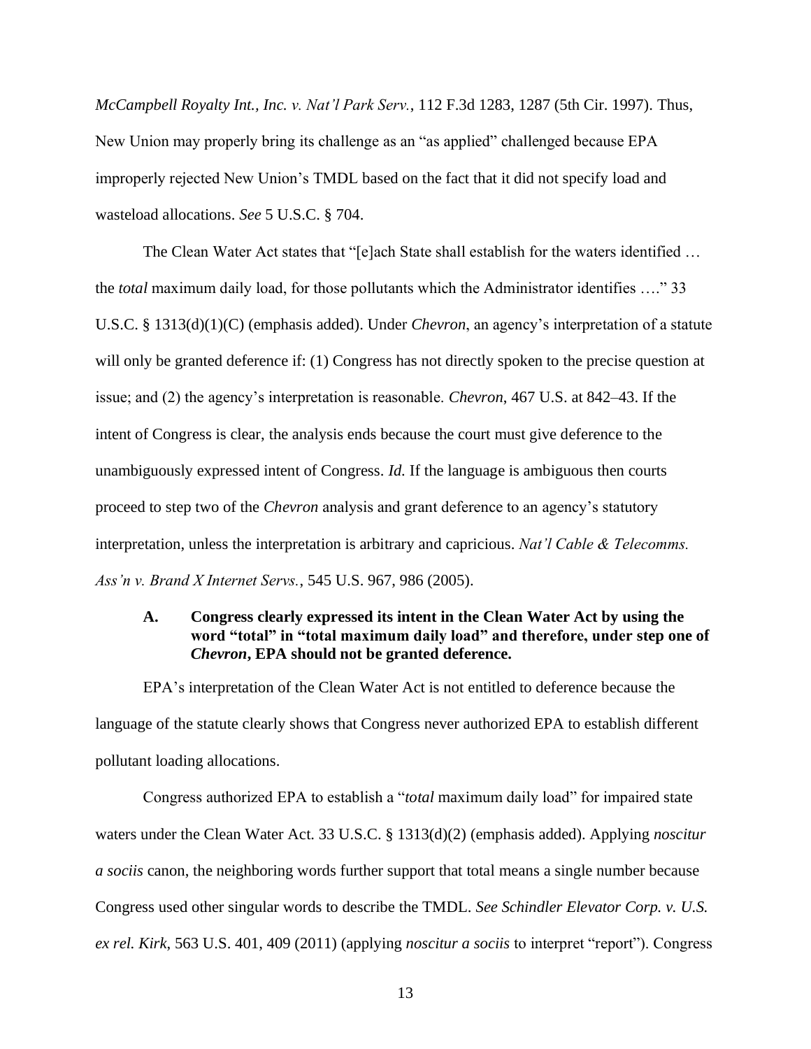*McCampbell Royalty Int., Inc. v. Nat'l Park Serv.*, 112 F.3d 1283, 1287 (5th Cir. 1997). Thus, New Union may properly bring its challenge as an "as applied" challenged because EPA improperly rejected New Union's TMDL based on the fact that it did not specify load and wasteload allocations. *See* 5 U.S.C. § 704.

The Clean Water Act states that "[e]ach State shall establish for the waters identified … the *total* maximum daily load, for those pollutants which the Administrator identifies …." 33 U.S.C. § 1313(d)(1)(C) (emphasis added). Under *Chevron*, an agency's interpretation of a statute will only be granted deference if: (1) Congress has not directly spoken to the precise question at issue; and (2) the agency's interpretation is reasonable. *Chevron*, 467 U.S. at 842–43. If the intent of Congress is clear, the analysis ends because the court must give deference to the unambiguously expressed intent of Congress. *Id.* If the language is ambiguous then courts proceed to step two of the *Chevron* analysis and grant deference to an agency's statutory interpretation, unless the interpretation is arbitrary and capricious. *Nat'l Cable & Telecomms. Ass'n v. Brand X Internet Servs.*, 545 U.S. 967, 986 (2005).

### A. Congress clearly expressed its intent in the Clean Water Act by using the word "total" in "total maximum daily load" and therefore, under step one of *Chevron*, EPA should not be granted deference.

EPA's interpretation of the Clean Water Act is not entitled to deference because the language of the statute clearly shows that Congress never authorized EPA to establish different pollutant loading allocations.

Congress authorized EPA to establish a "*total* maximum daily load" for impaired state waters under the Clean Water Act. 33 U.S.C. § 1313(d)(2) (emphasis added). Applying *noscitur a sociis* canon, the neighboring words further support that total means a single number because Congress used other singular words to describe the TMDL. *See Schindler Elevator Corp. v. U.S. ex rel. Kirk*, 563 U.S. 401, 409 (2011) (applying *noscitur a sociis* to interpret "report"). Congress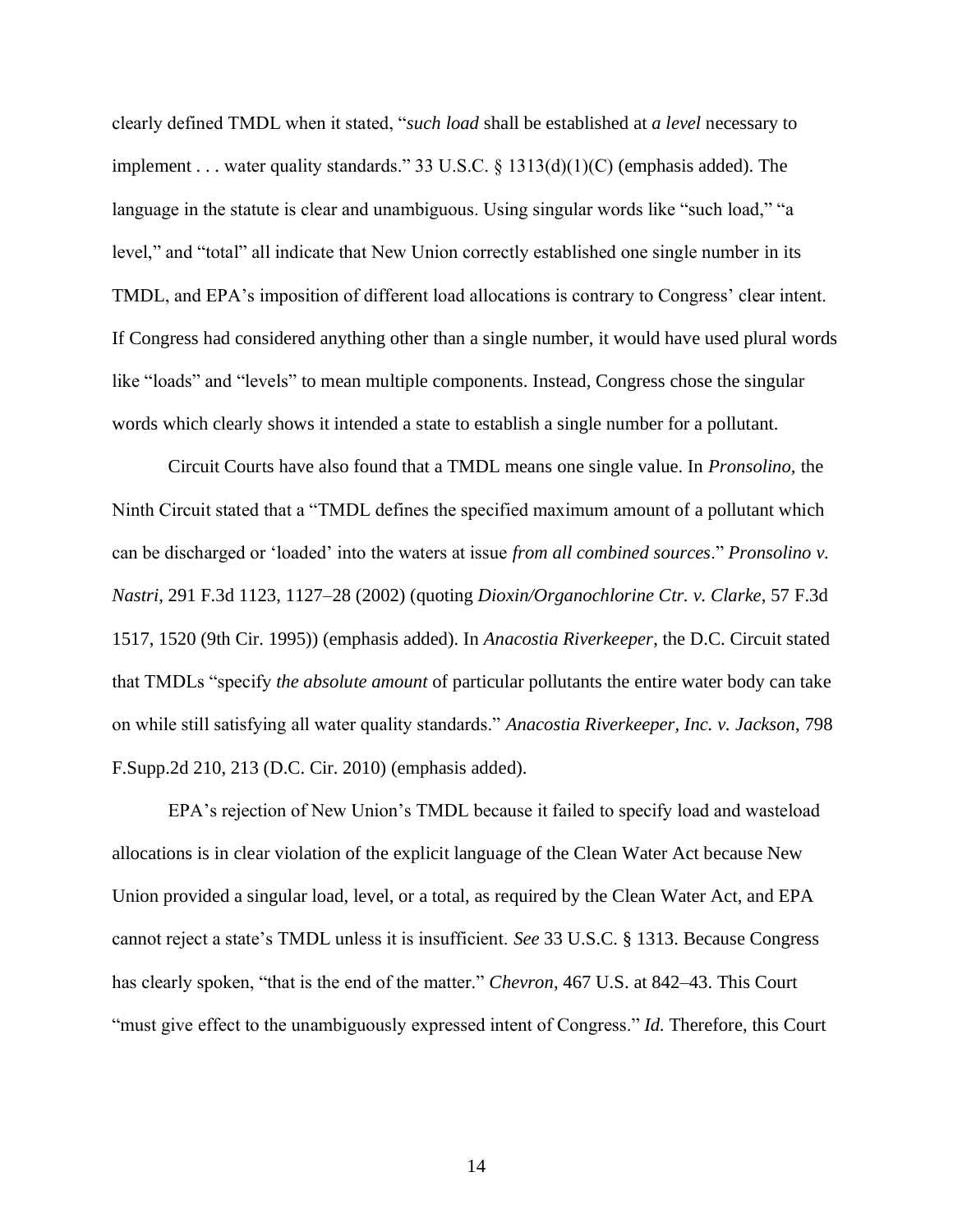clearly defined TMDL when it stated, "*such load* shall be established at *a level* necessary to implement . . . water quality standards." 33 U.S.C. § 1313(d)(1)(C) (emphasis added). The language in the statute is clear and unambiguous. Using singular words like "such load," "a level," and "total" all indicate that New Union correctly established one single number in its TMDL, and EPA's imposition of different load allocations is contrary to Congress' clear intent. If Congress had considered anything other than a single number, it would have used plural words like "loads" and "levels" to mean multiple components. Instead, Congress chose the singular words which clearly shows it intended a state to establish a single number for a pollutant.

Circuit Courts have also found that a TMDL means one single value. In *Pronsolino*, the Ninth Circuit stated that a "TMDL defines the specified maximum amount of a pollutant which can be discharged or 'loaded' into the waters at issue *from all combined sources*." *Pronsolino v. Nastri*, 291 F.3d 1123, 1127–28 (2002) (quoting *Dioxin/Organochlorine Ctr. v. Clarke*, 57 F.3d 1517, 1520 (9th Cir. 1995)) (emphasis added). In *Anacostia Riverkeeper*, the D.C. Circuit stated that TMDLs "specify *the absolute amount* of particular pollutants the entire water body can take on while still satisfying all water quality standards." *Anacostia Riverkeeper, Inc. v. Jackson*, 798 F.Supp.2d 210, 213 (D.C. Cir. 2010) (emphasis added).

EPA's rejection of New Union's TMDL because it failed to specify load and wasteload allocations is in clear violation of the explicit language of the Clean Water Act because New Union provided a singular load, level, or a total, as required by the Clean Water Act, and EPA cannot reject a state's TMDL unless it is insufficient. *See* 33 U.S.C. § 1313. Because Congress has clearly spoken, "that is the end of the matter." *Chevron*, 467 U.S. at 842–43. This Court "must give effect to the unambiguously expressed intent of Congress." *Id.* Therefore, this Court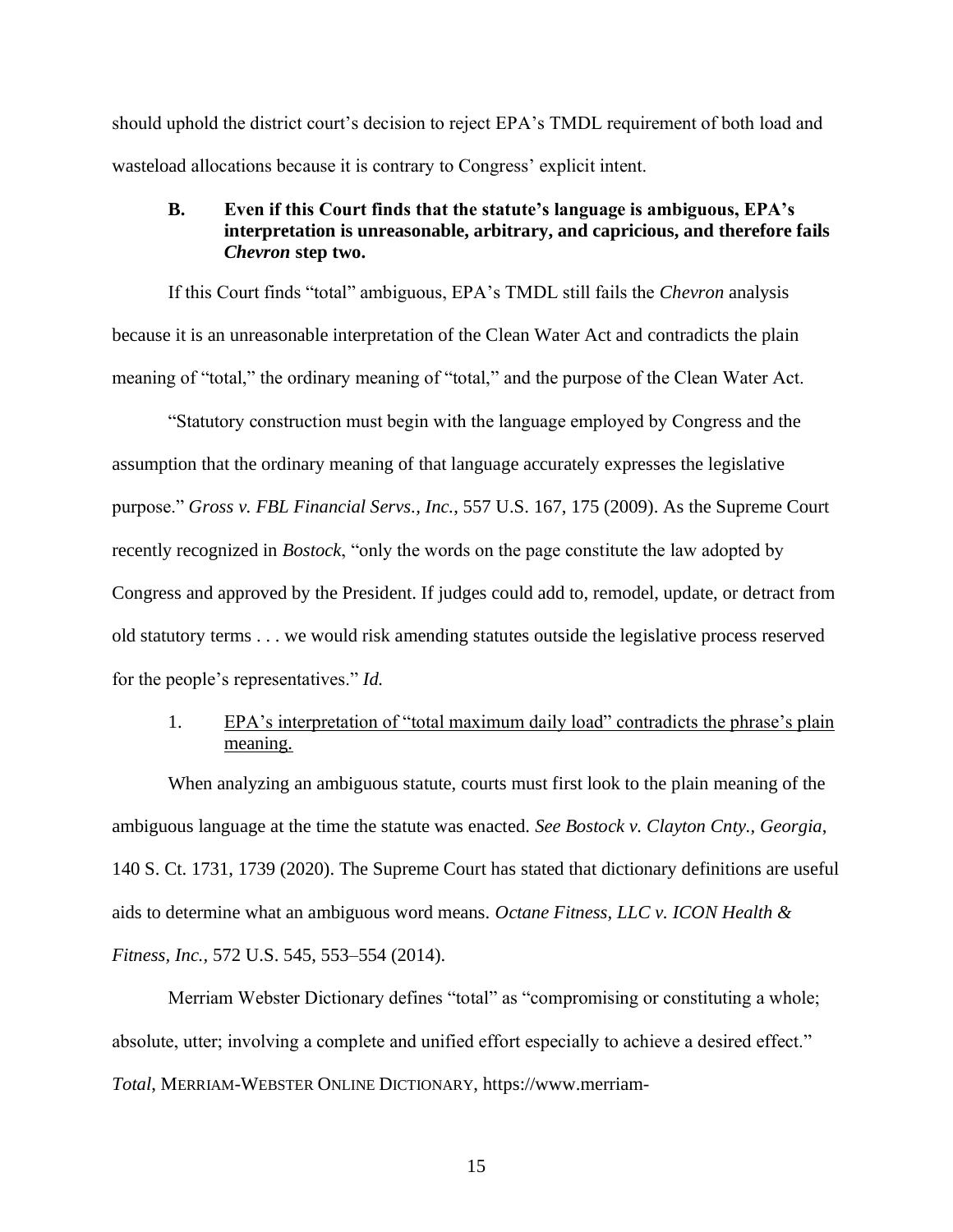should uphold the district court's decision to reject EPA's TMDL requirement of both load and wasteload allocations because it is contrary to Congress' explicit intent.

### B. Even if this Court finds that the statute's language is ambiguous, EPA's interpretation is unreasonable, arbitrary, and capricious, and therefore fails *Chevron* step two.

If this Court finds "total" ambiguous, EPA's TMDL still fails the *Chevron* analysis because it is an unreasonable interpretation of the Clean Water Act and contradicts the plain meaning of "total," the ordinary meaning of "total," and the purpose of the Clean Water Act.

"Statutory construction must begin with the language employed by Congress and the assumption that the ordinary meaning of that language accurately expresses the legislative purpose." *Gross v. FBL Financial Servs., Inc.*, 557 U.S. 167, 175 (2009). As the Supreme Court recently recognized in *Bostock*, "only the words on the page constitute the law adopted by Congress and approved by the President. If judges could add to, remodel, update, or detract from old statutory terms . . . we would risk amending statutes outside the legislative process reserved for the people's representatives." *Id.*

#### 1. EPA's interpretation of "total maximum daily load" contradicts the phrase's plain meaning.

When analyzing an ambiguous statute, courts must first look to the plain meaning of the ambiguous language at the time the statute was enacted. *See Bostock v. Clayton Cnty., Georgia*, 140 S. Ct. 1731, 1739 (2020). The Supreme Court has stated that dictionary definitions are useful aids to determine what an ambiguous word means. *Octane Fitness, LLC v. ICON Health & Fitness, Inc.*, 572 U.S. 545, 553–554 (2014).

Merriam Webster Dictionary defines "total" as "compromising or constituting a whole; absolute, utter; involving a complete and unified effort especially to achieve a desired effect." *Total*, MERRIAM-WEBSTER ONLINE DICTIONARY, https://www.merriam-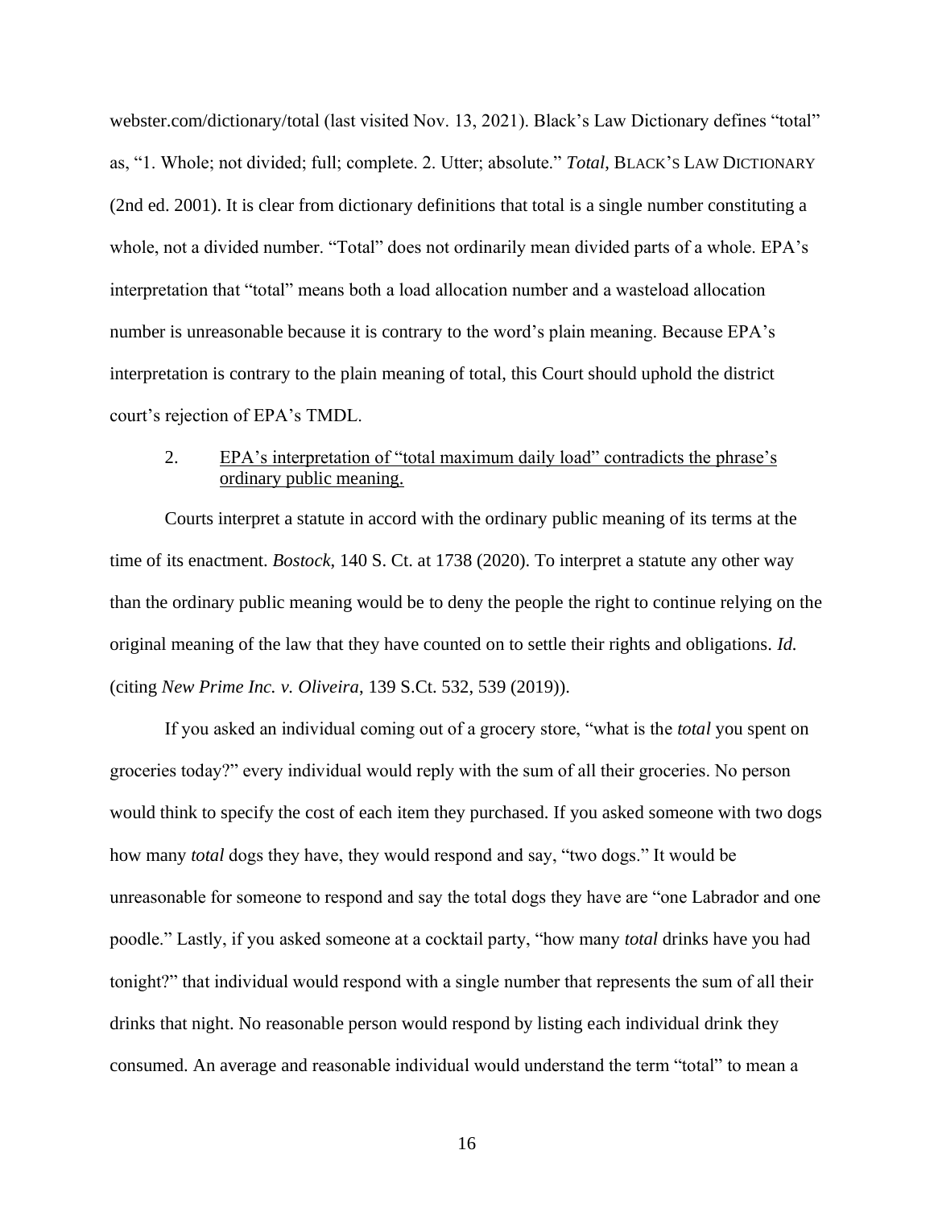webster.com/dictionary/total (last visited Nov. 13, 2021). Black's Law Dictionary defines "total" as, "1. Whole; not divided; full; complete. 2. Utter; absolute." *Total*, BLACK'S LAW DICTIONARY (2nd ed. 2001). It is clear from dictionary definitions that total is a single number constituting a whole, not a divided number. "Total" does not ordinarily mean divided parts of a whole. EPA's interpretation that "total" means both a load allocation number and a wasteload allocation number is unreasonable because it is contrary to the word's plain meaning. Because EPA's interpretation is contrary to the plain meaning of total, this Court should uphold the district court's rejection of EPA's TMDL.

2. <u>EPA's interpretation of "total maximum daily load" contradicts the phrase's ordinary public meaning.</u>

Courts interpret a statute in accord with the ordinary public meaning of its terms at the time of its enactment. *Bostock*, 140 S. Ct. at 1738 (2020). To interpret a statute any other way than the ordinary public meaning would be to deny the people the right to continue relying on the original meaning of the law that they have counted on to settle their rights and obligations. *Id.* (citing *New Prime Inc. v. Oliveira*, 139 S.Ct. 532, 539 (2019)).

If you asked an individual coming out of a grocery store, "what is the *total* you spent on groceries today?" every individual would reply with the sum of all their groceries. No person would think to specify the cost of each item they purchased. If you asked someone with two dogs how many *total* dogs they have, they would respond and say, "two dogs." It would be unreasonable for someone to respond and say the total dogs they have are "one Labrador and one poodle." Lastly, if you asked someone at a cocktail party, "how many *total* drinks have you had tonight?" that individual would respond with a single number that represents the sum of all their drinks that night. No reasonable person would respond by listing each individual drink they consumed. An average and reasonable individual would understand the term "total" to mean a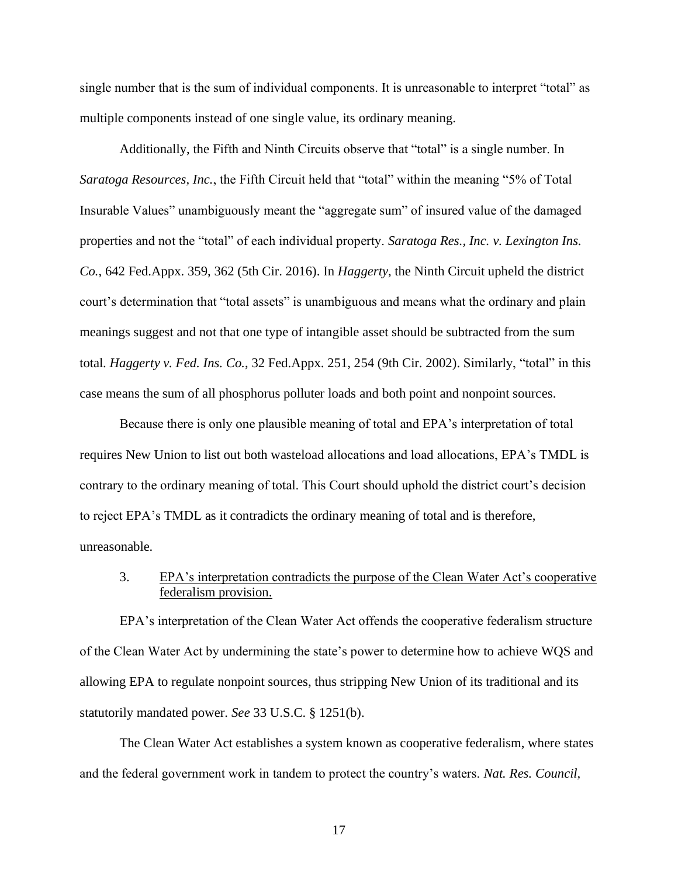single number that is the sum of individual components. It is unreasonable to interpret "total" as multiple components instead of one single value, its ordinary meaning.

Additionally, the Fifth and Ninth Circuits observe that "total" is a single number. In *Saratoga Resources, Inc.*, the Fifth Circuit held that "total" within the meaning "5% of Total Insurable Values" unambiguously meant the "aggregate sum" of insured value of the damaged properties and not the "total" of each individual property. *Saratoga Res., Inc. v. Lexington Ins. Co.*, 642 Fed.Appx. 359, 362 (5th Cir. 2016). In *Haggerty*, the Ninth Circuit upheld the district court's determination that "total assets" is unambiguous and means what the ordinary and plain meanings suggest and not that one type of intangible asset should be subtracted from the sum total. *Haggerty v. Fed. Ins. Co.*, 32 Fed.Appx. 251, 254 (9th Cir. 2002). Similarly, "total" in this case means the sum of all phosphorus polluter loads and both point and nonpoint sources.

Because there is only one plausible meaning of total and EPA's interpretation of total requires New Union to list out both wasteload allocations and load allocations, EPA's TMDL is contrary to the ordinary meaning of total. This Court should uphold the district court's decision to reject EPA's TMDL as it contradicts the ordinary meaning of total and is therefore, unreasonable.

3. <u>EPA's interpretation contradicts the purpose of the Clean Water Act's cooperative federalism provision.</u>

EPA's interpretation of the Clean Water Act offends the cooperative federalism structure of the Clean Water Act by undermining the state's power to determine how to achieve WQS and allowing EPA to regulate nonpoint sources, thus stripping New Union of its traditional and its statutorily mandated power. *See* 33 U.S.C. § 1251(b).

The Clean Water Act establishes a system known as cooperative federalism, where states and the federal government work in tandem to protect the country's waters. *Nat. Res. Council,*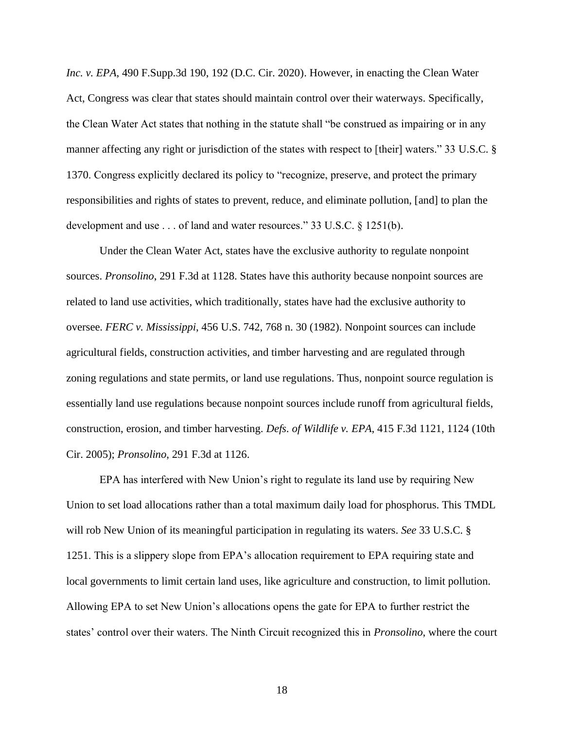*Inc. v. EPA*, 490 F.Supp.3d 190, 192 (D.C. Cir. 2020). However, in enacting the Clean Water Act, Congress was clear that states should maintain control over their waterways. Specifically, the Clean Water Act states that nothing in the statute shall "be construed as impairing or in any manner affecting any right or jurisdiction of the states with respect to [their] waters." 33 U.S.C. § 1370. Congress explicitly declared its policy to "recognize, preserve, and protect the primary responsibilities and rights of states to prevent, reduce, and eliminate pollution, [and] to plan the development and use . . . of land and water resources." 33 U.S.C. § 1251(b).

Under the Clean Water Act, states have the exclusive authority to regulate nonpoint sources. *Pronsolino*, 291 F.3d at 1128. States have this authority because nonpoint sources are related to land use activities, which traditionally, states have had the exclusive authority to oversee. *FERC v. Mississippi*, 456 U.S. 742, 768 n. 30 (1982). Nonpoint sources can include agricultural fields, construction activities, and timber harvesting and are regulated through zoning regulations and state permits, or land use regulations. Thus, nonpoint source regulation is essentially land use regulations because nonpoint sources include runoff from agricultural fields, construction, erosion, and timber harvesting. *Defs. of Wildlife v. EPA*, 415 F.3d 1121, 1124 (10th Cir. 2005); *Pronsolino*, 291 F.3d at 1126.

EPA has interfered with New Union's right to regulate its land use by requiring New Union to set load allocations rather than a total maximum daily load for phosphorus. This TMDL will rob New Union of its meaningful participation in regulating its waters. *See* 33 U.S.C. § 1251. This is a slippery slope from EPA's allocation requirement to EPA requiring state and local governments to limit certain land uses, like agriculture and construction, to limit pollution. Allowing EPA to set New Union's allocations opens the gate for EPA to further restrict the states' control over their waters. The Ninth Circuit recognized this in *Pronsolino*, where the court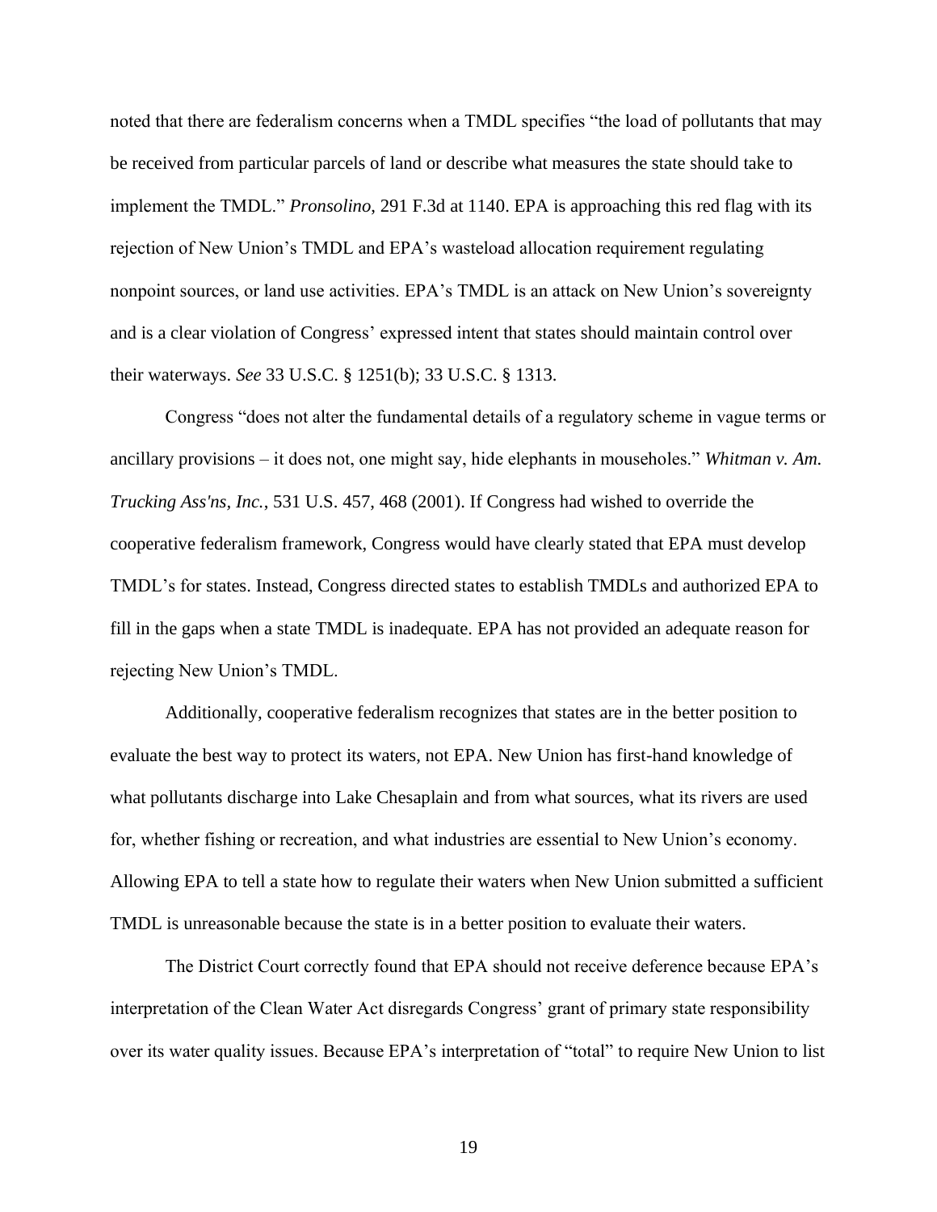noted that there are federalism concerns when a TMDL specifies "the load of pollutants that may be received from particular parcels of land or describe what measures the state should take to implement the TMDL." *Pronsolino*, 291 F.3d at 1140. EPA is approaching this red flag with its rejection of New Union's TMDL and EPA's wasteload allocation requirement regulating nonpoint sources, or land use activities. EPA's TMDL is an attack on New Union's sovereignty and is a clear violation of Congress' expressed intent that states should maintain control over their waterways. *See* 33 U.S.C. § 1251(b); 33 U.S.C. § 1313.

Congress "does not alter the fundamental details of a regulatory scheme in vague terms or ancillary provisions – it does not, one might say, hide elephants in mouseholes." *Whitman v. Am. Trucking Ass'ns, Inc.*, 531 U.S. 457, 468 (2001). If Congress had wished to override the cooperative federalism framework, Congress would have clearly stated that EPA must develop TMDL's for states. Instead, Congress directed states to establish TMDLs and authorized EPA to fill in the gaps when a state TMDL is inadequate. EPA has not provided an adequate reason for rejecting New Union's TMDL.

Additionally, cooperative federalism recognizes that states are in the better position to evaluate the best way to protect its waters, not EPA. New Union has first-hand knowledge of what pollutants discharge into Lake Chesaplain and from what sources, what its rivers are used for, whether fishing or recreation, and what industries are essential to New Union's economy. Allowing EPA to tell a state how to regulate their waters when New Union submitted a sufficient TMDL is unreasonable because the state is in a better position to evaluate their waters.

The District Court correctly found that EPA should not receive deference because EPA's interpretation of the Clean Water Act disregards Congress' grant of primary state responsibility over its water quality issues. Because EPA's interpretation of "total" to require New Union to list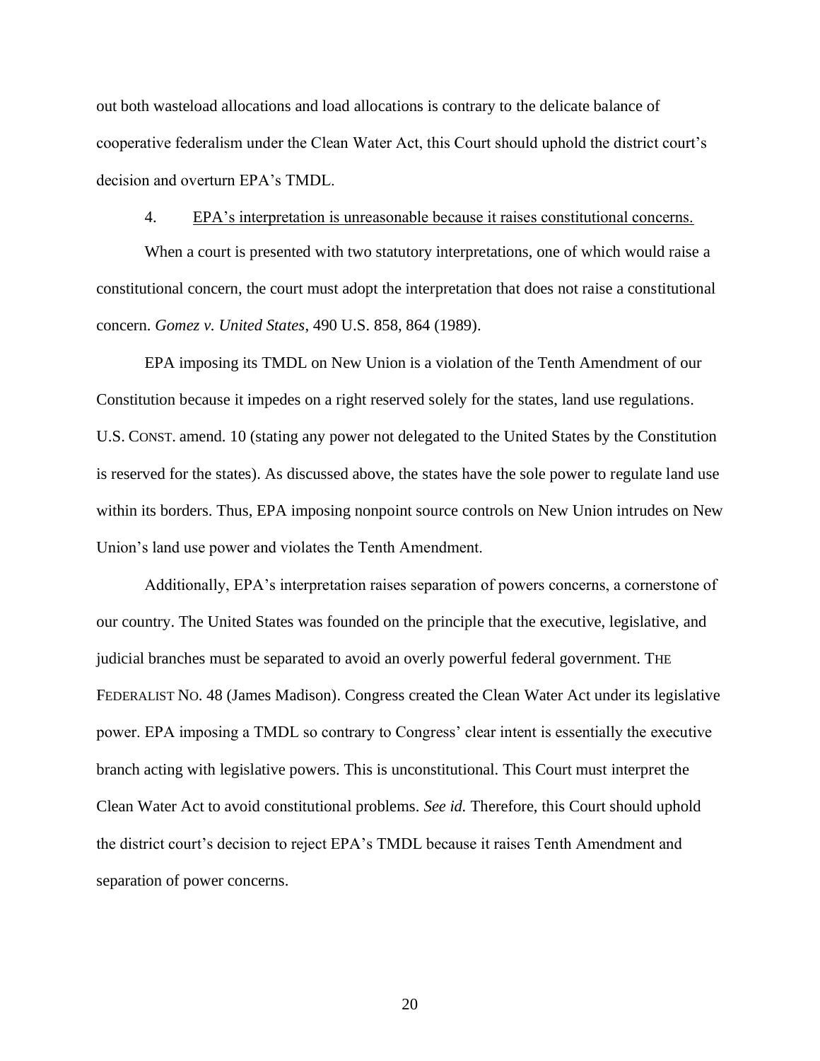out both wasteload allocations and load allocations is contrary to the delicate balance of cooperative federalism under the Clean Water Act, this Court should uphold the district court's decision and overturn EPA's TMDL.

4. <u>EPA's interpretation is unreasonable because it raises constitutional concerns.</u>

When a court is presented with two statutory interpretations, one of which would raise a constitutional concern, the court must adopt the interpretation that does not raise a constitutional concern. *Gomez v. United States*, 490 U.S. 858, 864 (1989).

EPA imposing its TMDL on New Union is a violation of the Tenth Amendment of our Constitution because it impedes on a right reserved solely for the states, land use regulations. U.S. CONST. amend. 10 (stating any power not delegated to the United States by the Constitution is reserved for the states). As discussed above, the states have the sole power to regulate land use within its borders. Thus, EPA imposing nonpoint source controls on New Union intrudes on New Union's land use power and violates the Tenth Amendment.

Additionally, EPA's interpretation raises separation of powers concerns, a cornerstone of our country. The United States was founded on the principle that the executive, legislative, and judicial branches must be separated to avoid an overly powerful federal government. THE FEDERALIST NO. 48 (James Madison). Congress created the Clean Water Act under its legislative power. EPA imposing a TMDL so contrary to Congress' clear intent is essentially the executive branch acting with legislative powers. This is unconstitutional. This Court must interpret the Clean Water Act to avoid constitutional problems. *See id.* Therefore, this Court should uphold the district court's decision to reject EPA's TMDL because it raises Tenth Amendment and separation of power concerns.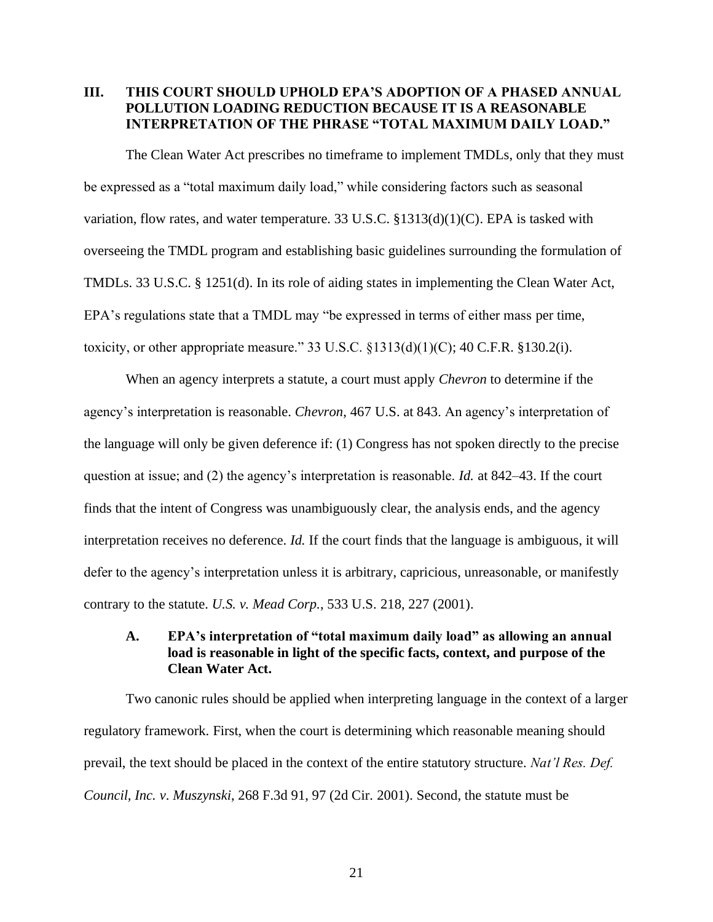## III. THIS COURT SHOULD UPHOLD EPA'S ADOPTION OF A PHASED ANNUAL POLLUTION LOADING REDUCTION BECAUSE IT IS A REASONABLE INTERPRETATION OF THE PHRASE "TOTAL MAXIMUM DAILY LOAD."

The Clean Water Act prescribes no timeframe to implement TMDLs, only that they must be expressed as a "total maximum daily load," while considering factors such as seasonal variation, flow rates, and water temperature. 33 U.S.C. §1313(d)(1)(C). EPA is tasked with overseeing the TMDL program and establishing basic guidelines surrounding the formulation of TMDLs. 33 U.S.C. § 1251(d). In its role of aiding states in implementing the Clean Water Act, EPA's regulations state that a TMDL may "be expressed in terms of either mass per time, toxicity, or other appropriate measure." 33 U.S.C. §1313(d)(1)(C); 40 C.F.R. §130.2(i).

When an agency interprets a statute, a court must apply *Chevron* to determine if the agency's interpretation is reasonable. *Chevron*, 467 U.S. at 843. An agency's interpretation of the language will only be given deference if: (1) Congress has not spoken directly to the precise question at issue; and (2) the agency's interpretation is reasonable. *Id.* at 842–43. If the court finds that the intent of Congress was unambiguously clear, the analysis ends, and the agency interpretation receives no deference. *Id.* If the court finds that the language is ambiguous, it will defer to the agency's interpretation unless it is arbitrary, capricious, unreasonable, or manifestly contrary to the statute. *U.S. v. Mead Corp.*, 533 U.S. 218, 227 (2001).

### A. EPA's interpretation of "total maximum daily load" as allowing an annual load is reasonable in light of the specific facts, context, and purpose of the Clean Water Act.

Two canonic rules should be applied when interpreting language in the context of a larger regulatory framework. First, when the court is determining which reasonable meaning should prevail, the text should be placed in the context of the entire statutory structure. *Nat'l Res. Def. Council, Inc. v. Muszynski*, 268 F.3d 91, 97 (2d Cir. 2001). Second, the statute must be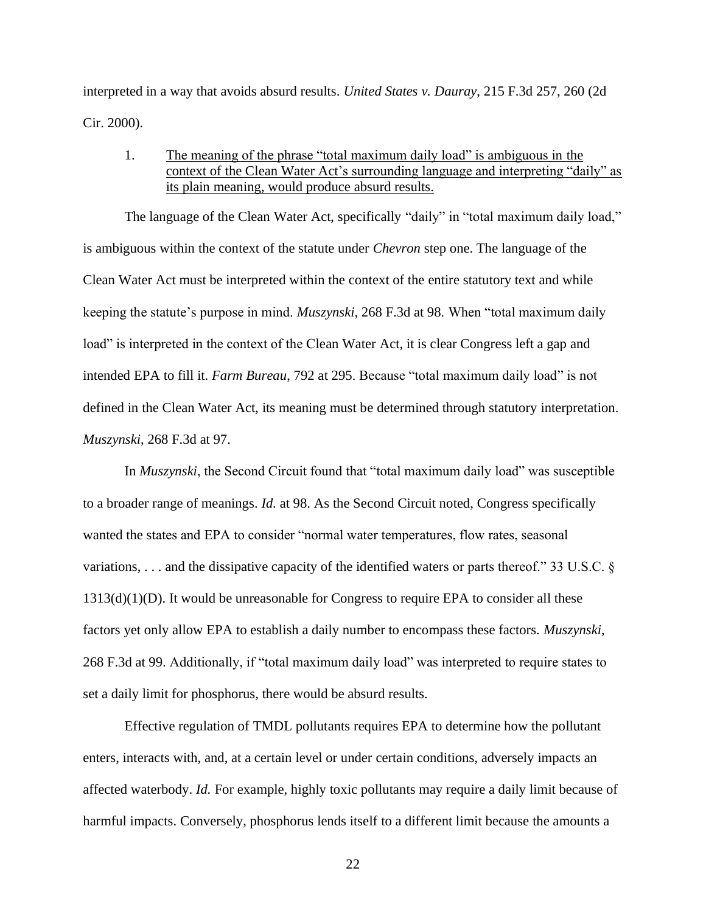interpreted in a way that avoids absurd results. *United States v. Dauray*, 215 F.3d 257, 260 (2d Cir. 2000).

1. <u>The meaning of the phrase "total maximum daily load" is ambiguous in the context of the Clean Water Act's surrounding language and interpreting "daily" as its plain meaning, would produce absurd results.</u>

The language of the Clean Water Act, specifically "daily" in "total maximum daily load," is ambiguous within the context of the statute under *Chevron* step one. The language of the Clean Water Act must be interpreted within the context of the entire statutory text and while keeping the statute's purpose in mind. *Muszynski*, 268 F.3d at 98. When "total maximum daily load" is interpreted in the context of the Clean Water Act, it is clear Congress left a gap and intended EPA to fill it. *Farm Bureau*, 792 at 295. Because "total maximum daily load" is not defined in the Clean Water Act, its meaning must be determined through statutory interpretation. *Muszynski*, 268 F.3d at 97.

In *Muszynski*, the Second Circuit found that "total maximum daily load" was susceptible to a broader range of meanings. *Id.* at 98. As the Second Circuit noted, Congress specifically wanted the states and EPA to consider "normal water temperatures, flow rates, seasonal variations, . . . and the dissipative capacity of the identified waters or parts thereof." 33 U.S.C. § 1313(d)(1)(D). It would be unreasonable for Congress to require EPA to consider all these factors yet only allow EPA to establish a daily number to encompass these factors. *Muszynski*, 268 F.3d at 99. Additionally, if "total maximum daily load" was interpreted to require states to set a daily limit for phosphorus, there would be absurd results.

Effective regulation of TMDL pollutants requires EPA to determine how the pollutant enters, interacts with, and, at a certain level or under certain conditions, adversely impacts an affected waterbody. *Id.* For example, highly toxic pollutants may require a daily limit because of harmful impacts. Conversely, phosphorus lends itself to a different limit because the amounts a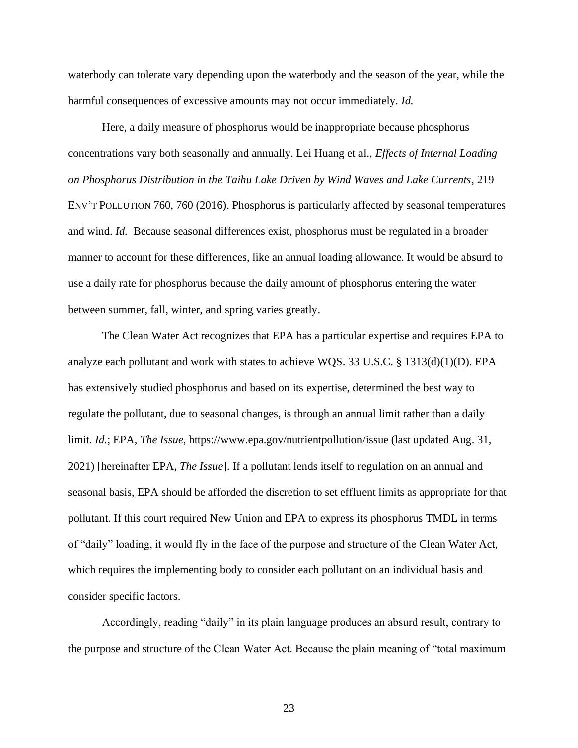waterbody can tolerate vary depending upon the waterbody and the season of the year, while the harmful consequences of excessive amounts may not occur immediately. *Id.*

Here, a daily measure of phosphorus would be inappropriate because phosphorus concentrations vary both seasonally and annually. Lei Huang et al., *Effects of Internal Loading on Phosphorus Distribution in the Taihu Lake Driven by Wind Waves and Lake Currents*, 219 ENV'T POLLUTION 760, 760 (2016). Phosphorus is particularly affected by seasonal temperatures and wind. *Id.* Because seasonal differences exist, phosphorus must be regulated in a broader manner to account for these differences, like an annual loading allowance. It would be absurd to use a daily rate for phosphorus because the daily amount of phosphorus entering the water between summer, fall, winter, and spring varies greatly.

The Clean Water Act recognizes that EPA has a particular expertise and requires EPA to analyze each pollutant and work with states to achieve WQS. 33 U.S.C. § 1313(d)(1)(D). EPA has extensively studied phosphorus and based on its expertise, determined the best way to regulate the pollutant, due to seasonal changes, is through an annual limit rather than a daily limit. *Id.*; EPA, *The Issue*, https://www.epa.gov/nutrientpollution/issue (last updated Aug. 31, 2021) [hereinafter EPA, *The Issue*]. If a pollutant lends itself to regulation on an annual and seasonal basis, EPA should be afforded the discretion to set effluent limits as appropriate for that pollutant. If this court required New Union and EPA to express its phosphorus TMDL in terms of "daily" loading, it would fly in the face of the purpose and structure of the Clean Water Act, which requires the implementing body to consider each pollutant on an individual basis and consider specific factors.

Accordingly, reading "daily" in its plain language produces an absurd result, contrary to the purpose and structure of the Clean Water Act. Because the plain meaning of "total maximum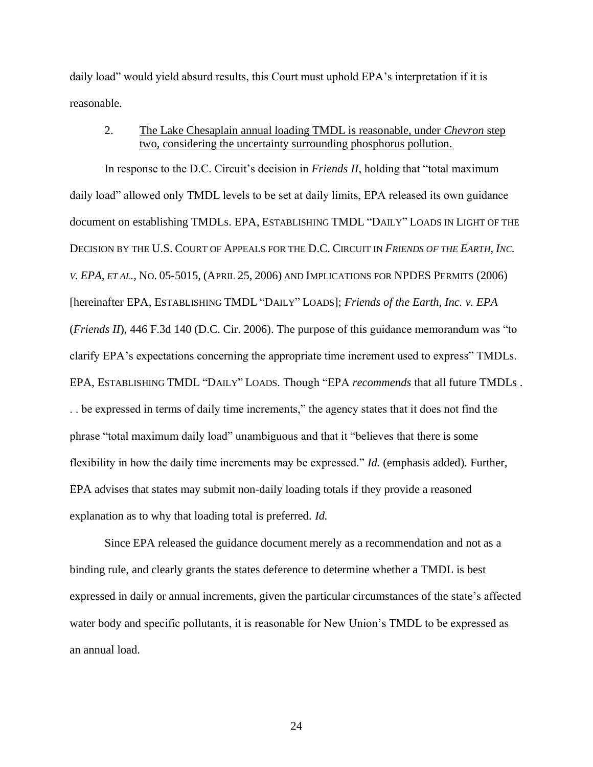daily load" would yield absurd results, this Court must uphold EPA's interpretation if it is reasonable.

2. <u>The Lake Chesaplain annual loading TMDL is reasonable, under *Chevron* step two, considering the uncertainty surrounding phosphorus pollution.</u>

In response to the D.C. Circuit's decision in *Friends II*, holding that "total maximum daily load" allowed only TMDL levels to be set at daily limits, EPA released its own guidance document on establishing TMDLs. EPA, ESTABLISHING TMDL "DAILY" LOADS IN LIGHT OF THE DECISION BY THE U.S. COURT OF APPEALS FOR THE D.C. CIRCUIT IN *FRIENDS OF THE EARTH, INC. V. EPA, ET AL.*, NO. 05-5015, (APRIL 25, 2006) AND IMPLICATIONS FOR NPDES PERMITS (2006) [hereinafter EPA, ESTABLISHING TMDL "DAILY" LOADS]; *Friends of the Earth, Inc. v. EPA* (*Friends II*), 446 F.3d 140 (D.C. Cir. 2006). The purpose of this guidance memorandum was "to clarify EPA's expectations concerning the appropriate time increment used to express" TMDLs. EPA, ESTABLISHING TMDL "DAILY" LOADS. Though "EPA *recommends* that all future TMDLs . . . be expressed in terms of daily time increments," the agency states that it does not find the phrase "total maximum daily load" unambiguous and that it "believes that there is some flexibility in how the daily time increments may be expressed." *Id.* (emphasis added). Further, EPA advises that states may submit non-daily loading totals if they provide a reasoned explanation as to why that loading total is preferred. *Id.*

Since EPA released the guidance document merely as a recommendation and not as a binding rule, and clearly grants the states deference to determine whether a TMDL is best expressed in daily or annual increments, given the particular circumstances of the state's affected water body and specific pollutants, it is reasonable for New Union's TMDL to be expressed as an annual load.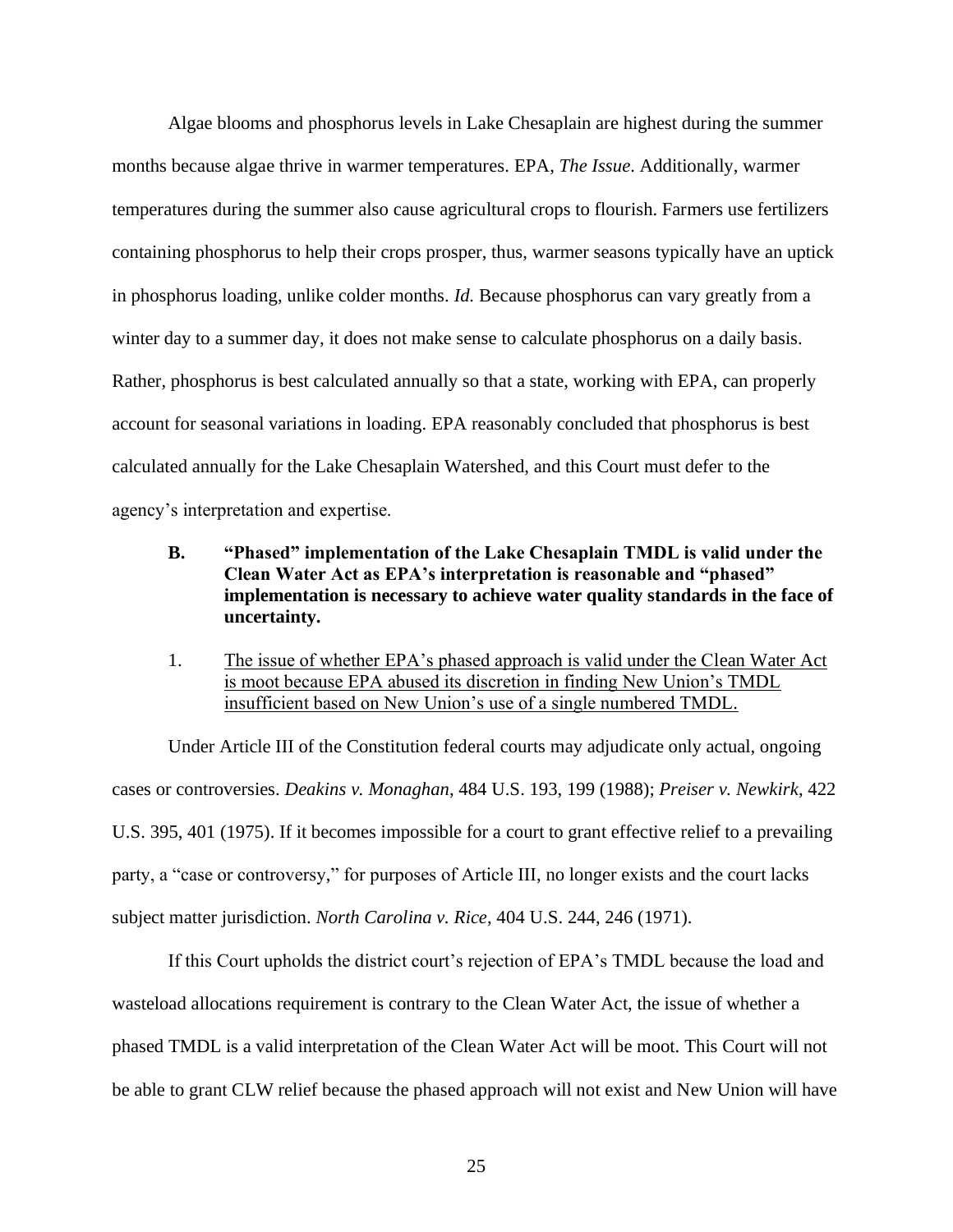Algae blooms and phosphorus levels in Lake Chesaplain are highest during the summer months because algae thrive in warmer temperatures. EPA, *The Issue*. Additionally, warmer temperatures during the summer also cause agricultural crops to flourish. Farmers use fertilizers containing phosphorus to help their crops prosper, thus, warmer seasons typically have an uptick in phosphorus loading, unlike colder months. *Id.* Because phosphorus can vary greatly from a winter day to a summer day, it does not make sense to calculate phosphorus on a daily basis. Rather, phosphorus is best calculated annually so that a state, working with EPA, can properly account for seasonal variations in loading. EPA reasonably concluded that phosphorus is best calculated annually for the Lake Chesaplain Watershed, and this Court must defer to the agency's interpretation and expertise.

**B. "Phased" implementation of the Lake Chesaplain TMDL is valid under the Clean Water Act as EPA's interpretation is reasonable and "phased" implementation is necessary to achieve water quality standards in the face of uncertainty.**

1. <u>The issue of whether EPA's phased approach is valid under the Clean Water Act is moot because EPA abused its discretion in finding New Union's TMDL insufficient based on New Union's use of a single numbered TMDL.</u>

Under Article III of the Constitution federal courts may adjudicate only actual, ongoing cases or controversies. *Deakins v. Monaghan*, 484 U.S. 193, 199 (1988); *Preiser v. Newkirk*, 422 U.S. 395, 401 (1975). If it becomes impossible for a court to grant effective relief to a prevailing party, a "case or controversy," for purposes of Article III, no longer exists and the court lacks subject matter jurisdiction. *North Carolina v. Rice*, 404 U.S. 244, 246 (1971).

If this Court upholds the district court's rejection of EPA's TMDL because the load and wasteload allocations requirement is contrary to the Clean Water Act, the issue of whether a phased TMDL is a valid interpretation of the Clean Water Act will be moot. This Court will not be able to grant CLW relief because the phased approach will not exist and New Union will have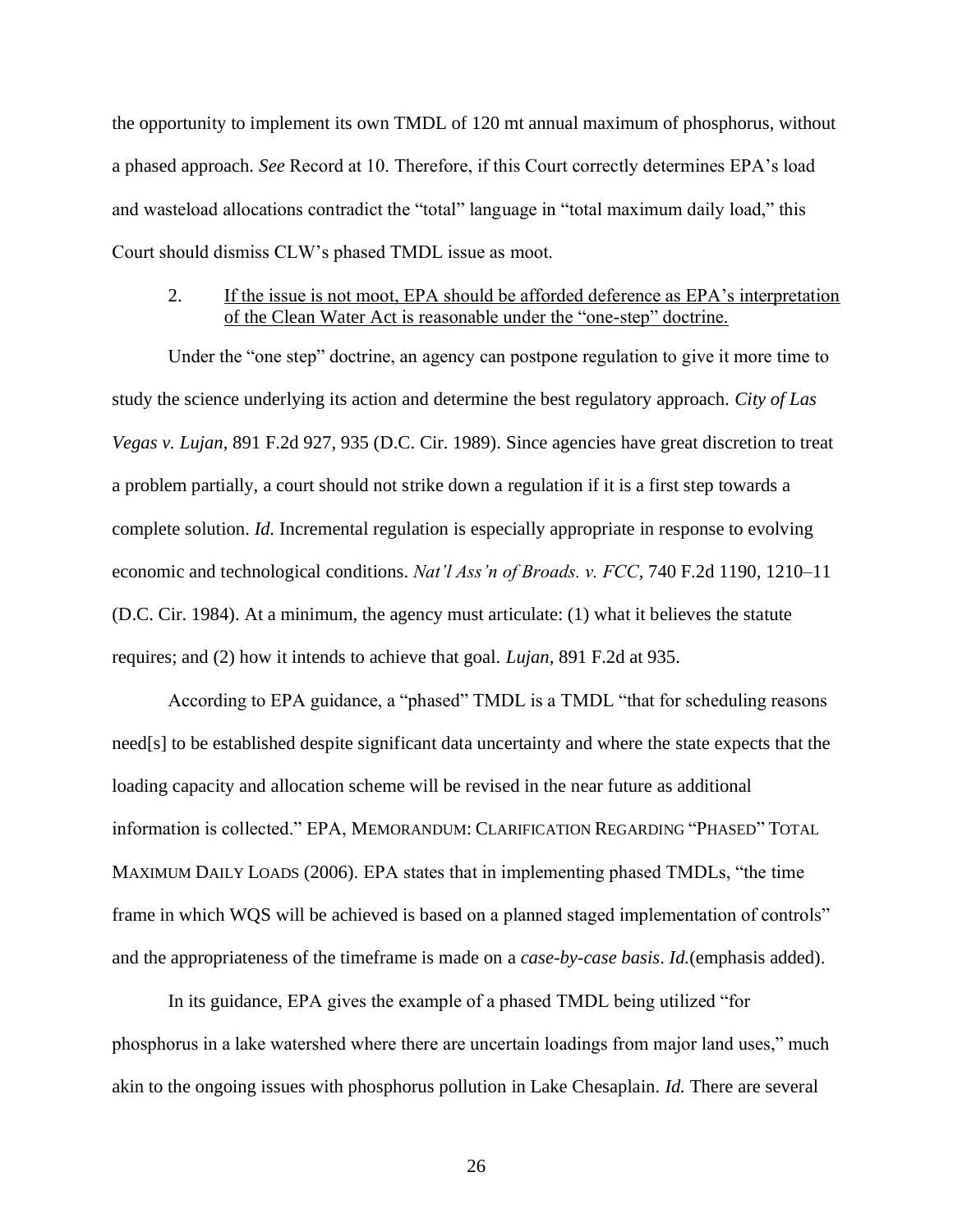the opportunity to implement its own TMDL of 120 mt annual maximum of phosphorus, without a phased approach. *See* Record at 10. Therefore, if this Court correctly determines EPA's load and wasteload allocations contradict the "total" language in "total maximum daily load," this Court should dismiss CLW's phased TMDL issue as moot.

2. <u>If the issue is not moot, EPA should be afforded deference as EPA's interpretation of the Clean Water Act is reasonable under the "one-step" doctrine.</u>

Under the "one step" doctrine, an agency can postpone regulation to give it more time to study the science underlying its action and determine the best regulatory approach. *City of Las Vegas v. Lujan*, 891 F.2d 927, 935 (D.C. Cir. 1989). Since agencies have great discretion to treat a problem partially, a court should not strike down a regulation if it is a first step towards a complete solution. *Id.* Incremental regulation is especially appropriate in response to evolving economic and technological conditions. *Nat'l Ass'n of Broads. v. FCC*, 740 F.2d 1190, 1210–11 (D.C. Cir. 1984). At a minimum, the agency must articulate: (1) what it believes the statute requires; and (2) how it intends to achieve that goal. *Lujan*, 891 F.2d at 935.

According to EPA guidance, a "phased" TMDL is a TMDL "that for scheduling reasons need[s] to be established despite significant data uncertainty and where the state expects that the loading capacity and allocation scheme will be revised in the near future as additional information is collected." EPA, MEMORANDUM: CLARIFICATION REGARDING "PHASED" TOTAL MAXIMUM DAILY LOADS (2006). EPA states that in implementing phased TMDLs, "the time frame in which WQS will be achieved is based on a planned staged implementation of controls" and the appropriateness of the timeframe is made on a *case-by-case basis*. *Id.*(emphasis added).

In its guidance, EPA gives the example of a phased TMDL being utilized "for phosphorus in a lake watershed where there are uncertain loadings from major land uses," much akin to the ongoing issues with phosphorus pollution in Lake Chesaplain. *Id.* There are several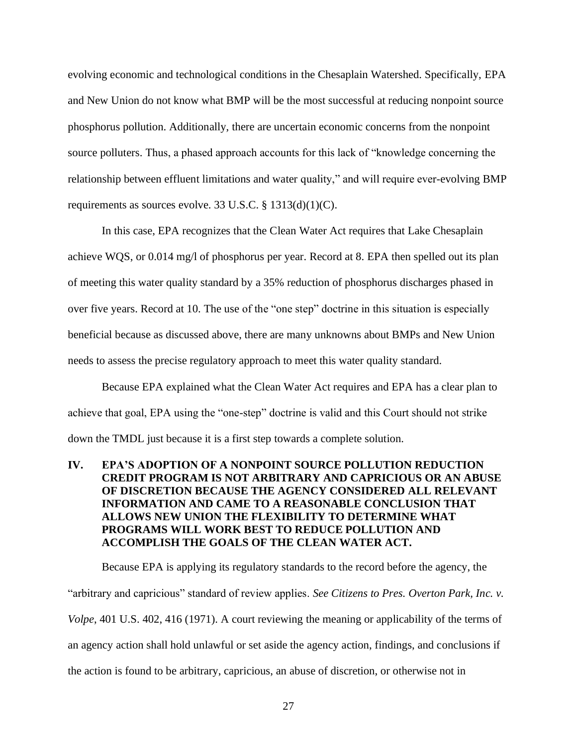evolving economic and technological conditions in the Chesaplain Watershed. Specifically, EPA and New Union do not know what BMP will be the most successful at reducing nonpoint source phosphorus pollution. Additionally, there are uncertain economic concerns from the nonpoint source polluters. Thus, a phased approach accounts for this lack of "knowledge concerning the relationship between effluent limitations and water quality," and will require ever-evolving BMP requirements as sources evolve. 33 U.S.C. § 1313(d)(1)(C).

In this case, EPA recognizes that the Clean Water Act requires that Lake Chesaplain achieve WQS, or 0.014 mg/l of phosphorus per year. Record at 8. EPA then spelled out its plan of meeting this water quality standard by a 35% reduction of phosphorus discharges phased in over five years. Record at 10. The use of the "one step" doctrine in this situation is especially beneficial because as discussed above, there are many unknowns about BMPs and New Union needs to assess the precise regulatory approach to meet this water quality standard.

Because EPA explained what the Clean Water Act requires and EPA has a clear plan to achieve that goal, EPA using the "one-step" doctrine is valid and this Court should not strike down the TMDL just because it is a first step towards a complete solution.

## IV. EPA'S ADOPTION OF A NONPOINT SOURCE POLLUTION REDUCTION CREDIT PROGRAM IS NOT ARBITRARY AND CAPRICIOUS OR AN ABUSE OF DISCRETION BECAUSE THE AGENCY CONSIDERED ALL RELEVANT INFORMATION AND CAME TO A REASONABLE CONCLUSION THAT ALLOWS NEW UNION THE FLEXIBILITY TO DETERMINE WHAT PROGRAMS WILL WORK BEST TO REDUCE POLLUTION AND ACCOMPLISH THE GOALS OF THE CLEAN WATER ACT.

Because EPA is applying its regulatory standards to the record before the agency, the "arbitrary and capricious" standard of review applies. *See Citizens to Pres. Overton Park, Inc. v. Volpe*, 401 U.S. 402, 416 (1971). A court reviewing the meaning or applicability of the terms of an agency action shall hold unlawful or set aside the agency action, findings, and conclusions if the action is found to be arbitrary, capricious, an abuse of discretion, or otherwise not in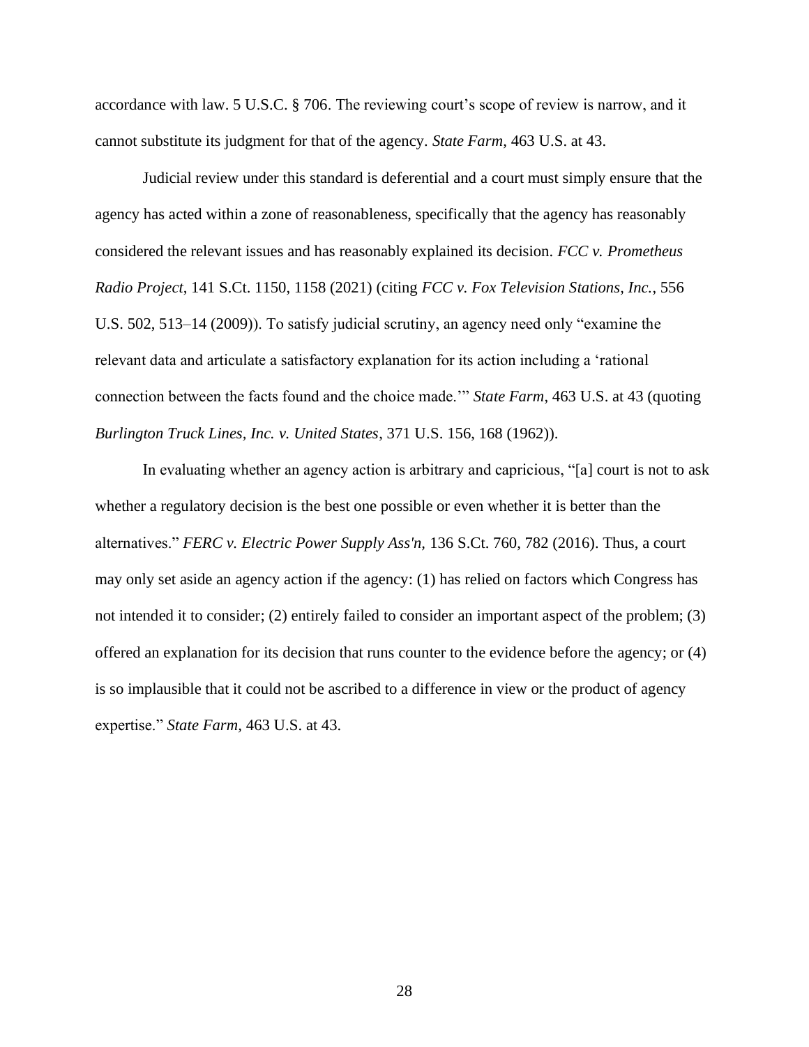accordance with law. 5 U.S.C. § 706. The reviewing court's scope of review is narrow, and it cannot substitute its judgment for that of the agency. *State Farm*, 463 U.S. at 43.

Judicial review under this standard is deferential and a court must simply ensure that the agency has acted within a zone of reasonableness, specifically that the agency has reasonably considered the relevant issues and has reasonably explained its decision. *FCC v. Prometheus Radio Project*, 141 S.Ct. 1150, 1158 (2021) (citing *FCC v. Fox Television Stations, Inc.*, 556 U.S. 502, 513–14 (2009)). To satisfy judicial scrutiny, an agency need only "examine the relevant data and articulate a satisfactory explanation for its action including a 'rational connection between the facts found and the choice made.'" *State Farm*, 463 U.S. at 43 (quoting *Burlington Truck Lines, Inc. v. United States*, 371 U.S. 156, 168 (1962)).

In evaluating whether an agency action is arbitrary and capricious, "[a] court is not to ask whether a regulatory decision is the best one possible or even whether it is better than the alternatives." *FERC v. Electric Power Supply Ass'n,* 136 S.Ct. 760, 782 (2016). Thus, a court may only set aside an agency action if the agency: (1) has relied on factors which Congress has not intended it to consider; (2) entirely failed to consider an important aspect of the problem; (3) offered an explanation for its decision that runs counter to the evidence before the agency; or (4) is so implausible that it could not be ascribed to a difference in view or the product of agency expertise." *State Farm,* 463 U.S. at 43.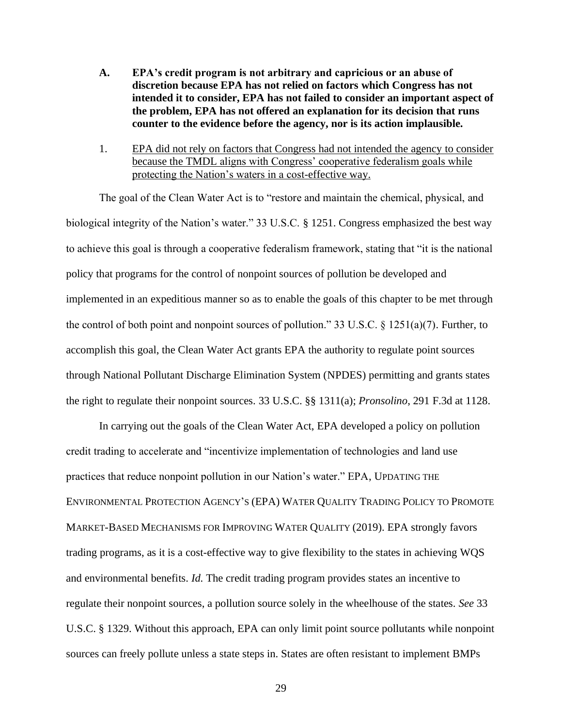**A. EPA's credit program is not arbitrary and capricious or an abuse of discretion because EPA has not relied on factors which Congress has not intended it to consider, EPA has not failed to consider an important aspect of the problem, EPA has not offered an explanation for its decision that runs counter to the evidence before the agency, nor is its action implausible.**

1. <u>EPA did not rely on factors that Congress had not intended the agency to consider because the TMDL aligns with Congress' cooperative federalism goals while protecting the Nation's waters in a cost-effective way.</u>

The goal of the Clean Water Act is to "restore and maintain the chemical, physical, and biological integrity of the Nation's water." 33 U.S.C. § 1251. Congress emphasized the best way to achieve this goal is through a cooperative federalism framework, stating that "it is the national policy that programs for the control of nonpoint sources of pollution be developed and implemented in an expeditious manner so as to enable the goals of this chapter to be met through the control of both point and nonpoint sources of pollution." 33 U.S.C. § 1251(a)(7). Further, to accomplish this goal, the Clean Water Act grants EPA the authority to regulate point sources through National Pollutant Discharge Elimination System (NPDES) permitting and grants states the right to regulate their nonpoint sources. 33 U.S.C. §§ 1311(a); *Pronsolino*, 291 F.3d at 1128.

In carrying out the goals of the Clean Water Act, EPA developed a policy on pollution credit trading to accelerate and "incentivize implementation of technologies and land use practices that reduce nonpoint pollution in our Nation's water." EPA, UPDATING THE ENVIRONMENTAL PROTECTION AGENCY'S (EPA) WATER QUALITY TRADING POLICY TO PROMOTE MARKET-BASED MECHANISMS FOR IMPROVING WATER QUALITY (2019). EPA strongly favors trading programs, as it is a cost-effective way to give flexibility to the states in achieving WQS and environmental benefits. *Id.* The credit trading program provides states an incentive to regulate their nonpoint sources, a pollution source solely in the wheelhouse of the states. *See* 33 U.S.C. § 1329. Without this approach, EPA can only limit point source pollutants while nonpoint sources can freely pollute unless a state steps in. States are often resistant to implement BMPs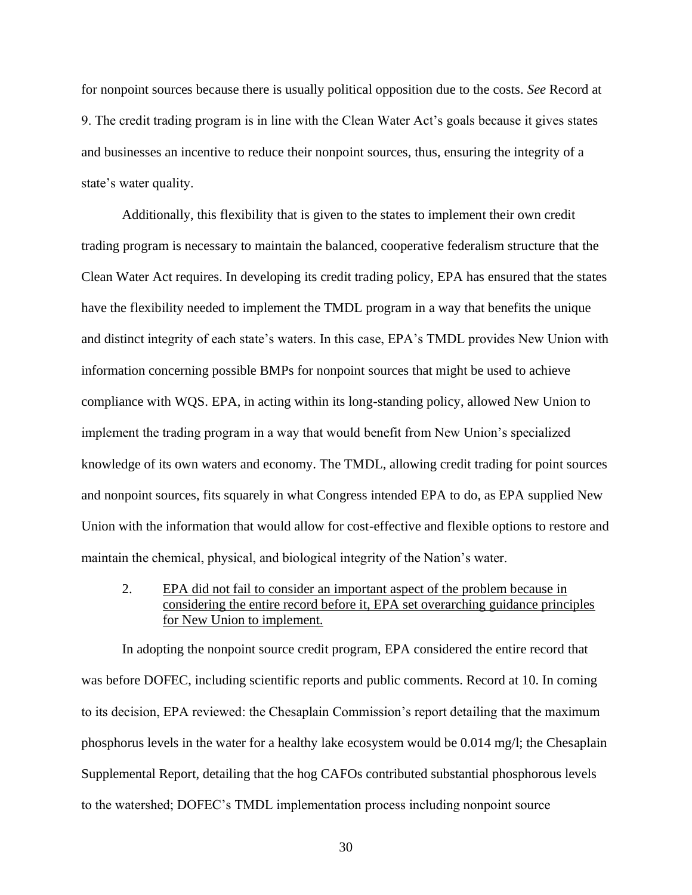for nonpoint sources because there is usually political opposition due to the costs. *See* Record at 9. The credit trading program is in line with the Clean Water Act's goals because it gives states and businesses an incentive to reduce their nonpoint sources, thus, ensuring the integrity of a state's water quality.

Additionally, this flexibility that is given to the states to implement their own credit trading program is necessary to maintain the balanced, cooperative federalism structure that the Clean Water Act requires. In developing its credit trading policy, EPA has ensured that the states have the flexibility needed to implement the TMDL program in a way that benefits the unique and distinct integrity of each state's waters. In this case, EPA's TMDL provides New Union with information concerning possible BMPs for nonpoint sources that might be used to achieve compliance with WQS. EPA, in acting within its long-standing policy, allowed New Union to implement the trading program in a way that would benefit from New Union's specialized knowledge of its own waters and economy. The TMDL, allowing credit trading for point sources and nonpoint sources, fits squarely in what Congress intended EPA to do, as EPA supplied New Union with the information that would allow for cost-effective and flexible options to restore and maintain the chemical, physical, and biological integrity of the Nation's water.

2. <u>EPA did not fail to consider an important aspect of the problem because in considering the entire record before it, EPA set overarching guidance principles for New Union to implement.</u>

In adopting the nonpoint source credit program, EPA considered the entire record that was before DOFEC, including scientific reports and public comments. Record at 10. In coming to its decision, EPA reviewed: the Chesaplain Commission's report detailing that the maximum phosphorus levels in the water for a healthy lake ecosystem would be 0.014 mg/l; the Chesaplain Supplemental Report, detailing that the hog CAFOs contributed substantial phosphorous levels to the watershed; DOFEC's TMDL implementation process including nonpoint source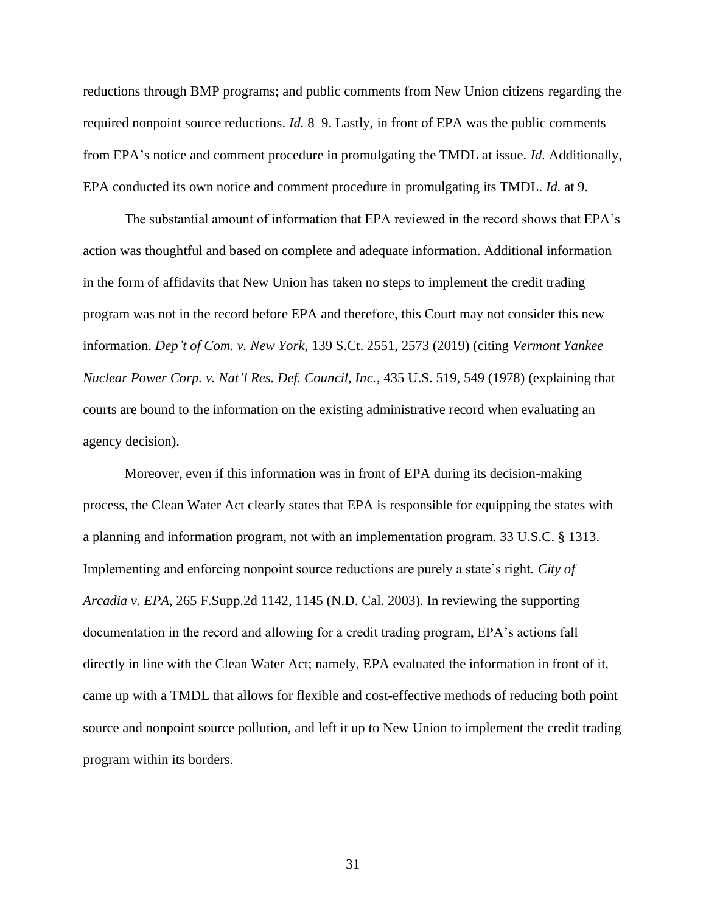reductions through BMP programs; and public comments from New Union citizens regarding the required nonpoint source reductions. *Id.* 8–9. Lastly, in front of EPA was the public comments from EPA's notice and comment procedure in promulgating the TMDL at issue. *Id.* Additionally, EPA conducted its own notice and comment procedure in promulgating its TMDL. *Id.* at 9.

The substantial amount of information that EPA reviewed in the record shows that EPA's action was thoughtful and based on complete and adequate information. Additional information in the form of affidavits that New Union has taken no steps to implement the credit trading program was not in the record before EPA and therefore, this Court may not consider this new information. *Dep't of Com. v. New York*, 139 S.Ct. 2551, 2573 (2019) (citing *Vermont Yankee Nuclear Power Corp. v. Nat'l Res. Def. Council, Inc.*, 435 U.S. 519, 549 (1978) (explaining that courts are bound to the information on the existing administrative record when evaluating an agency decision).

Moreover, even if this information was in front of EPA during its decision-making process, the Clean Water Act clearly states that EPA is responsible for equipping the states with a planning and information program, not with an implementation program. 33 U.S.C. § 1313. Implementing and enforcing nonpoint source reductions are purely a state's right. *City of Arcadia v. EPA*, 265 F.Supp.2d 1142, 1145 (N.D. Cal. 2003). In reviewing the supporting documentation in the record and allowing for a credit trading program, EPA's actions fall directly in line with the Clean Water Act; namely, EPA evaluated the information in front of it, came up with a TMDL that allows for flexible and cost-effective methods of reducing both point source and nonpoint source pollution, and left it up to New Union to implement the credit trading program within its borders.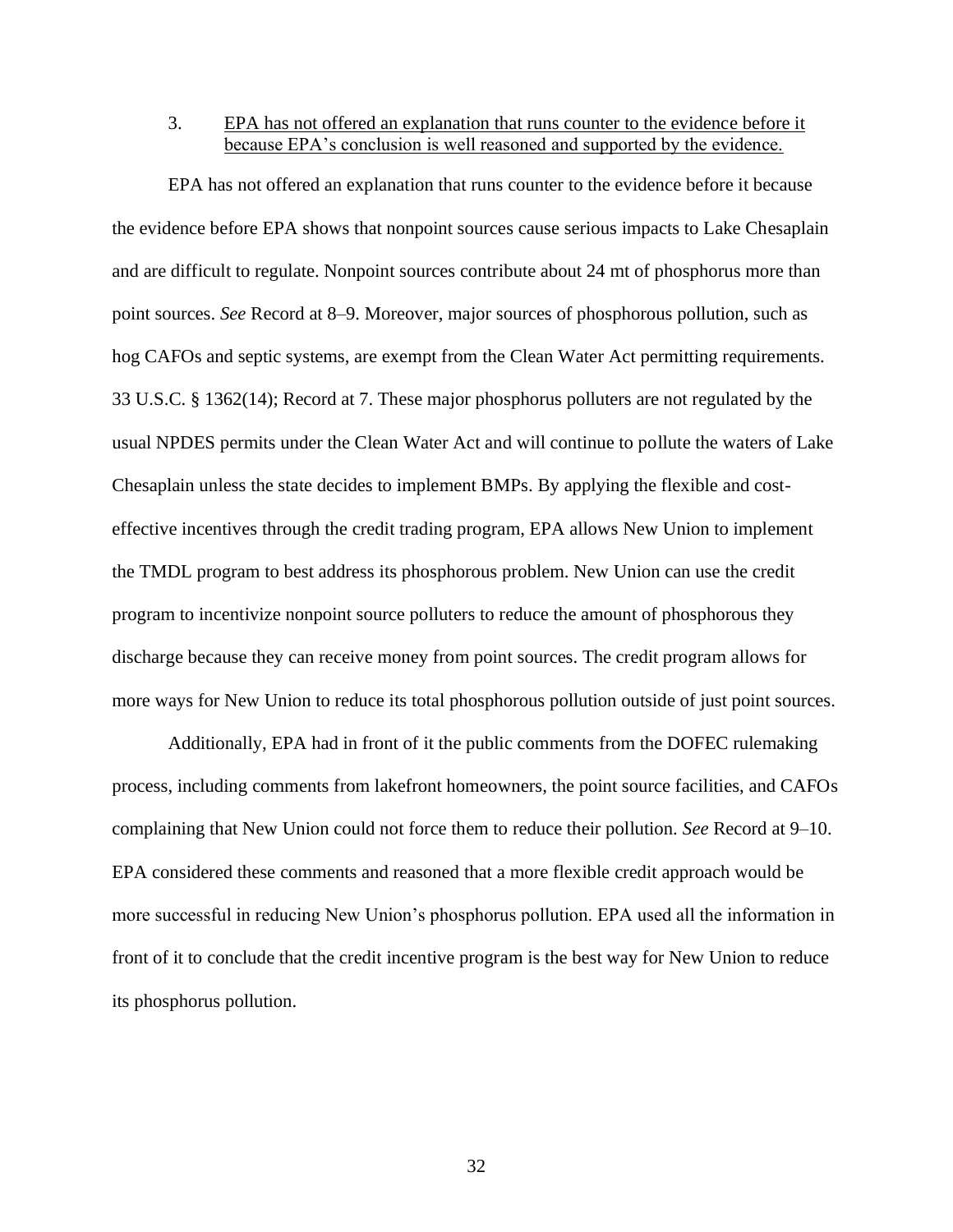### 3. EPA has not offered an explanation that runs counter to the evidence before it because EPA's conclusion is well reasoned and supported by the evidence.

EPA has not offered an explanation that runs counter to the evidence before it because the evidence before EPA shows that nonpoint sources cause serious impacts to Lake Chesaplain and are difficult to regulate. Nonpoint sources contribute about 24 mt of phosphorus more than point sources. *See* Record at 8–9. Moreover, major sources of phosphorous pollution, such as hog CAFOs and septic systems, are exempt from the Clean Water Act permitting requirements. 33 U.S.C. § 1362(14); Record at 7. These major phosphorus polluters are not regulated by the usual NPDES permits under the Clean Water Act and will continue to pollute the waters of Lake Chesaplain unless the state decides to implement BMPs. By applying the flexible and cost-effective incentives through the credit trading program, EPA allows New Union to implement the TMDL program to best address its phosphorous problem. New Union can use the credit program to incentivize nonpoint source polluters to reduce the amount of phosphorous they discharge because they can receive money from point sources. The credit program allows for more ways for New Union to reduce its total phosphorous pollution outside of just point sources.

Additionally, EPA had in front of it the public comments from the DOFEC rulemaking process, including comments from lakefront homeowners, the point source facilities, and CAFOs complaining that New Union could not force them to reduce their pollution. *See* Record at 9–10. EPA considered these comments and reasoned that a more flexible credit approach would be more successful in reducing New Union's phosphorus pollution. EPA used all the information in front of it to conclude that the credit incentive program is the best way for New Union to reduce its phosphorus pollution.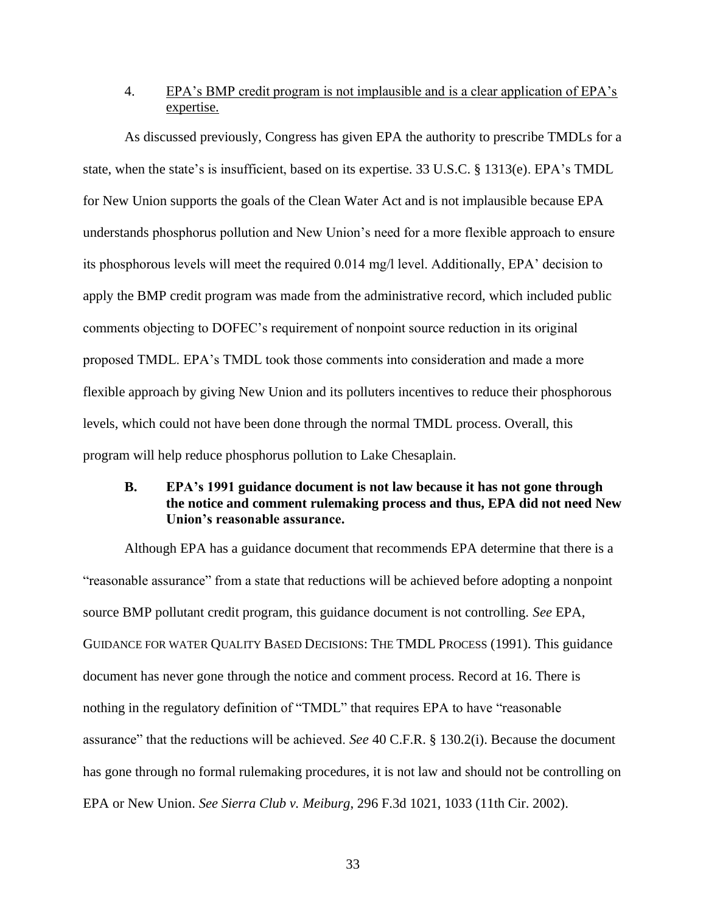4. <u>EPA's BMP credit program is not implausible and is a clear application of EPA's expertise.</u>

As discussed previously, Congress has given EPA the authority to prescribe TMDLs for a state, when the state's is insufficient, based on its expertise. 33 U.S.C. § 1313(e). EPA's TMDL for New Union supports the goals of the Clean Water Act and is not implausible because EPA understands phosphorus pollution and New Union's need for a more flexible approach to ensure its phosphorous levels will meet the required 0.014 mg/l level. Additionally, EPA' decision to apply the BMP credit program was made from the administrative record, which included public comments objecting to DOFEC's requirement of nonpoint source reduction in its original proposed TMDL. EPA's TMDL took those comments into consideration and made a more flexible approach by giving New Union and its polluters incentives to reduce their phosphorous levels, which could not have been done through the normal TMDL process. Overall, this program will help reduce phosphorus pollution to Lake Chesaplain.

### B. EPA's 1991 guidance document is not law because it has not gone through the notice and comment rulemaking process and thus, EPA did not need New Union's reasonable assurance.

Although EPA has a guidance document that recommends EPA determine that there is a "reasonable assurance" from a state that reductions will be achieved before adopting a nonpoint source BMP pollutant credit program, this guidance document is not controlling. *See* EPA, GUIDANCE FOR WATER QUALITY BASED DECISIONS: THE TMDL PROCESS (1991). This guidance document has never gone through the notice and comment process. Record at 16. There is nothing in the regulatory definition of "TMDL" that requires EPA to have "reasonable assurance" that the reductions will be achieved. *See* 40 C.F.R. § 130.2(i). Because the document has gone through no formal rulemaking procedures, it is not law and should not be controlling on EPA or New Union. *See Sierra Club v. Meiburg*, 296 F.3d 1021, 1033 (11th Cir. 2002).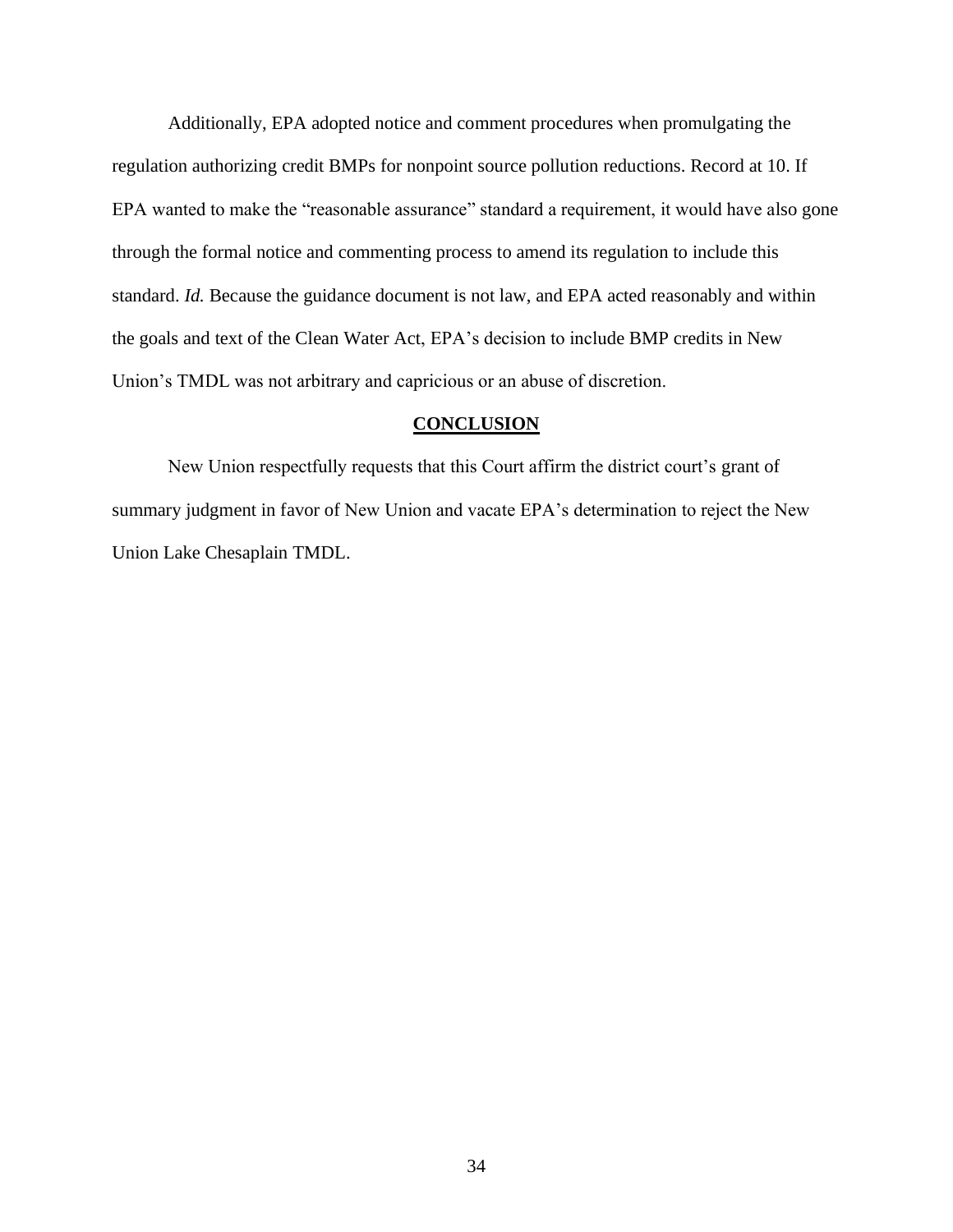Additionally, EPA adopted notice and comment procedures when promulgating the regulation authorizing credit BMPs for nonpoint source pollution reductions. Record at 10. If EPA wanted to make the "reasonable assurance" standard a requirement, it would have also gone through the formal notice and commenting process to amend its regulation to include this standard. *Id.* Because the guidance document is not law, and EPA acted reasonably and within the goals and text of the Clean Water Act, EPA's decision to include BMP credits in New Union's TMDL was not arbitrary and capricious or an abuse of discretion.

## CONCLUSION

New Union respectfully requests that this Court affirm the district court's grant of summary judgment in favor of New Union and vacate EPA's determination to reject the New Union Lake Chesaplain TMDL.